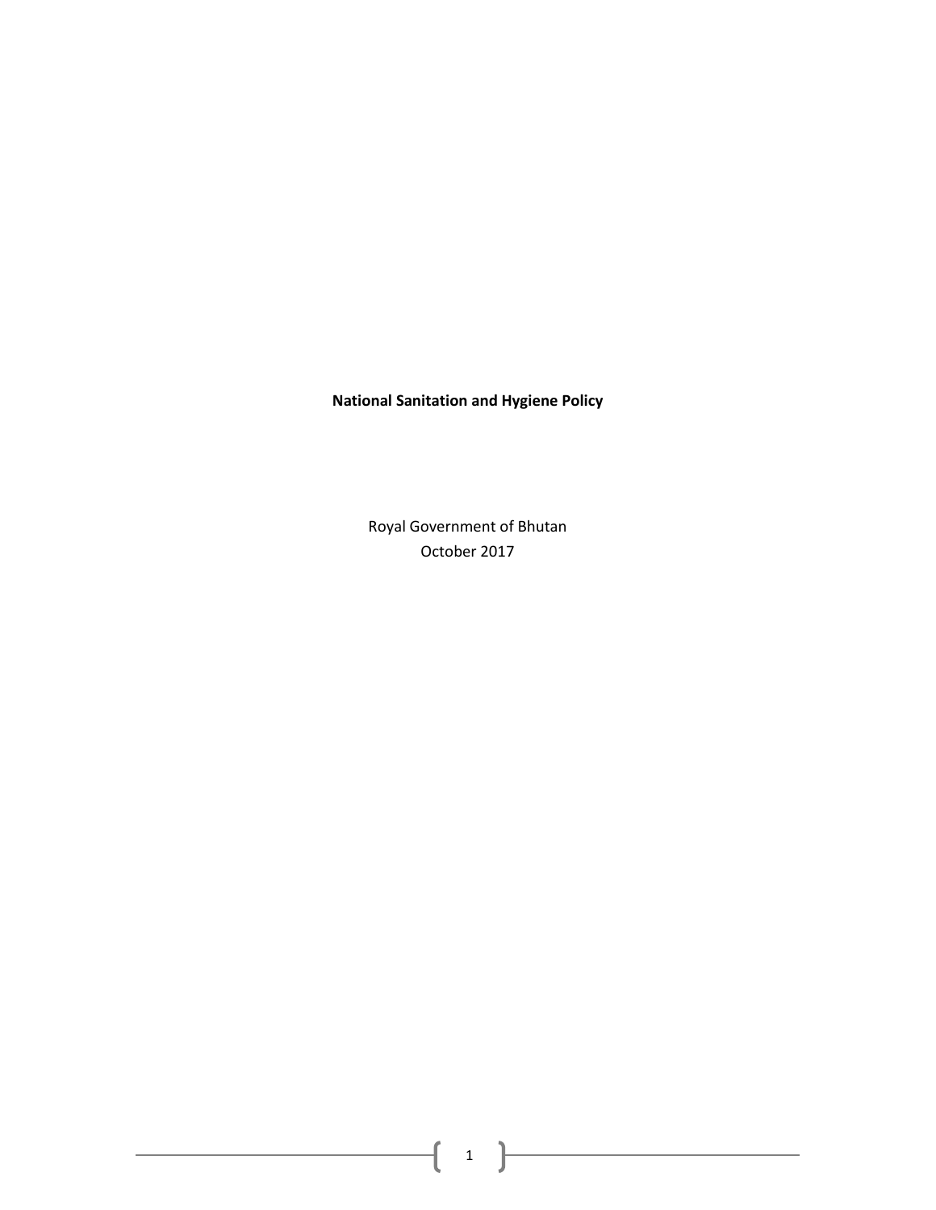# National Sanitation and Hygiene Policy

Royal Government of Bhutan
October 2017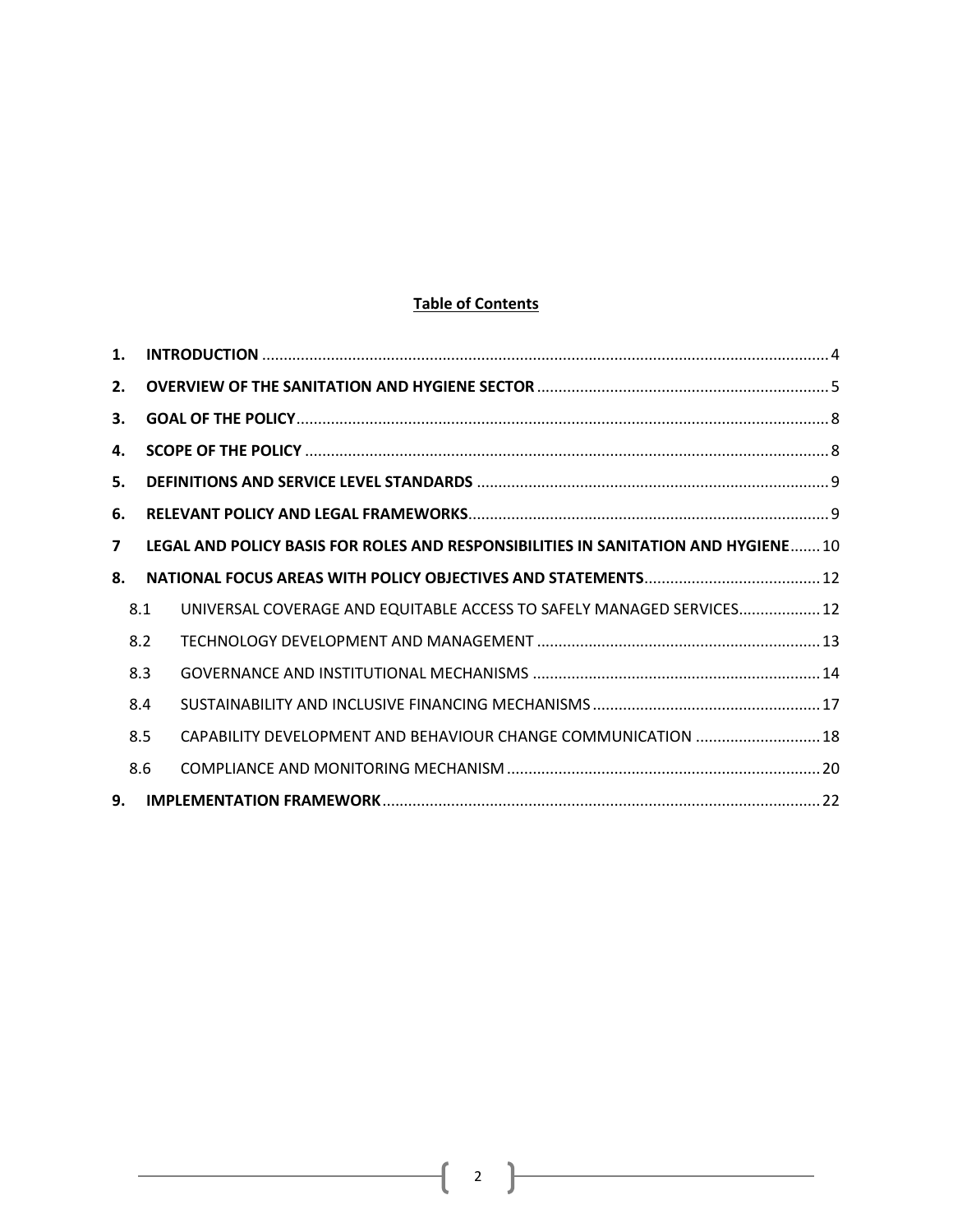**Table of Contents**

| | | |
|---|---|---|
| **1.** | **INTRODUCTION** | 4 |
| **2.** | **OVERVIEW OF THE SANITATION AND HYGIENE SECTOR** | 5 |
| **3.** | **GOAL OF THE POLICY** | 8 |
| **4.** | **SCOPE OF THE POLICY** | 8 |
| **5.** | **DEFINITIONS AND SERVICE LEVEL STANDARDS** | 9 |
| **6.** | **RELEVANT POLICY AND LEGAL FRAMEWORKS** | 9 |
| **7** | **LEGAL AND POLICY BASIS FOR ROLES AND RESPONSIBILITIES IN SANITATION AND HYGIENE** | 10 |
| **8.** | **NATIONAL FOCUS AREAS WITH POLICY OBJECTIVES AND STATEMENTS** | 12 |
| 8.1 | UNIVERSAL COVERAGE AND EQUITABLE ACCESS TO SAFELY MANAGED SERVICES | 12 |
| 8.2 | TECHNOLOGY DEVELOPMENT AND MANAGEMENT | 13 |
| 8.3 | GOVERNANCE AND INSTITUTIONAL MECHANISMS | 14 |
| 8.4 | SUSTAINABILITY AND INCLUSIVE FINANCING MECHANISMS | 17 |
| 8.5 | CAPABILITY DEVELOPMENT AND BEHAVIOUR CHANGE COMMUNICATION | 18 |
| 8.6 | COMPLIANCE AND MONITORING MECHANISM | 20 |
| **9.** | **IMPLEMENTATION FRAMEWORK** | 22 |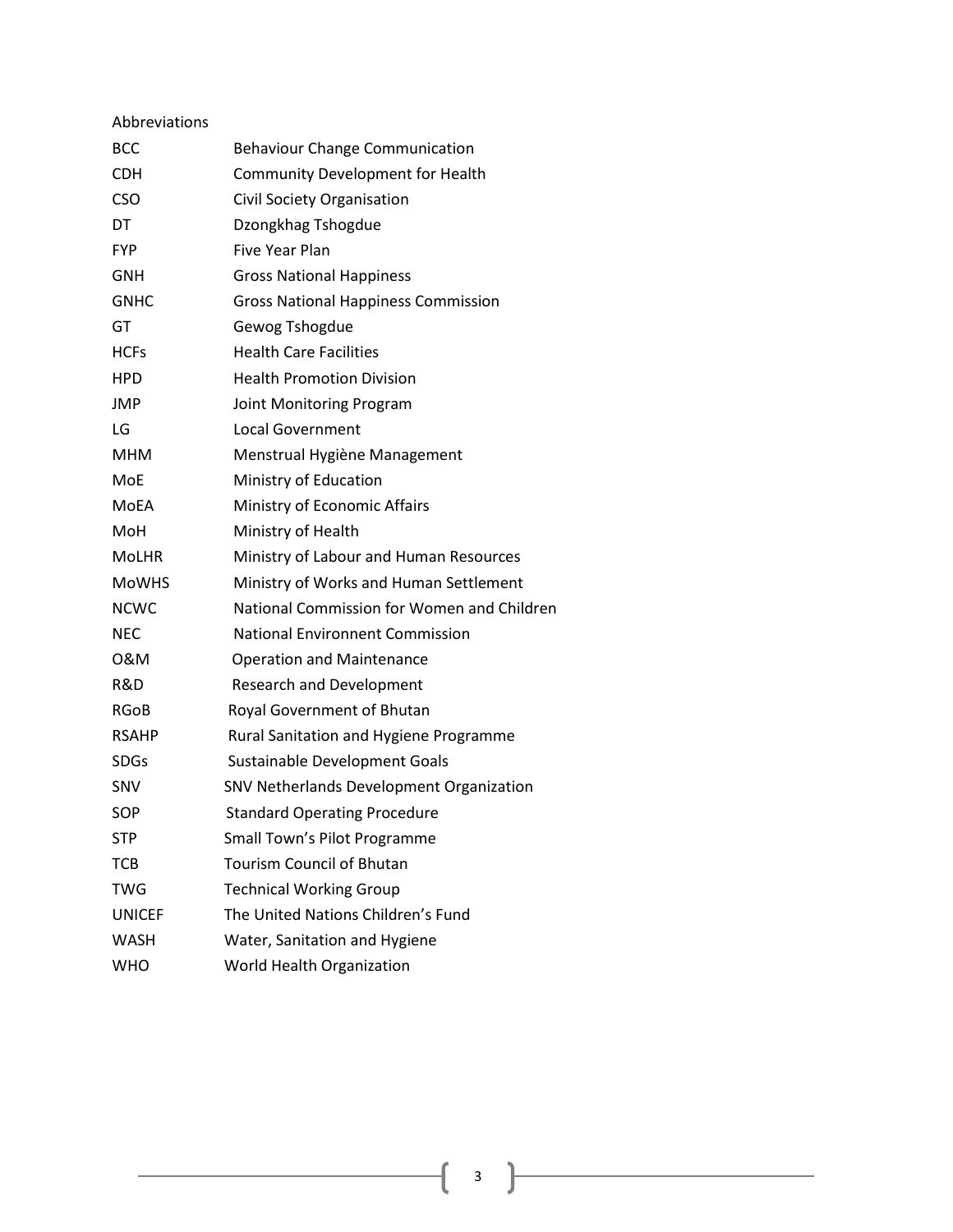## Abbreviations

| | |
|---|---|
| BCC | Behaviour Change Communication |
| CDH | Community Development for Health |
| CSO | Civil Society Organisation |
| DT | Dzongkhag Tshogdue |
| FYP | Five Year Plan |
| GNH | Gross National Happiness |
| GNHC | Gross National Happiness Commission |
| GT | Gewog Tshogdue |
| HCFs | Health Care Facilities |
| HPD | Health Promotion Division |
| JMP | Joint Monitoring Program |
| LG | Local Government |
| MHM | Menstrual Hygiène Management |
| MoE | Ministry of Education |
| MoEA | Ministry of Economic Affairs |
| MoH | Ministry of Health |
| MoLHR | Ministry of Labour and Human Resources |
| MoWHS | Ministry of Works and Human Settlement |
| NCWC | National Commission for Women and Children |
| NEC | National Environnent Commission |
| O&M | Operation and Maintenance |
| R&D | Research and Development |
| RGoB | Royal Government of Bhutan |
| RSAHP | Rural Sanitation and Hygiene Programme |
| SDGs | Sustainable Development Goals |
| SNV | SNV Netherlands Development Organization |
| SOP | Standard Operating Procedure |
| STP | Small Town's Pilot Programme |
| TCB | Tourism Council of Bhutan |
| TWG | Technical Working Group |
| UNICEF | The United Nations Children's Fund |
| WASH | Water, Sanitation and Hygiene |
| WHO | World Health Organization |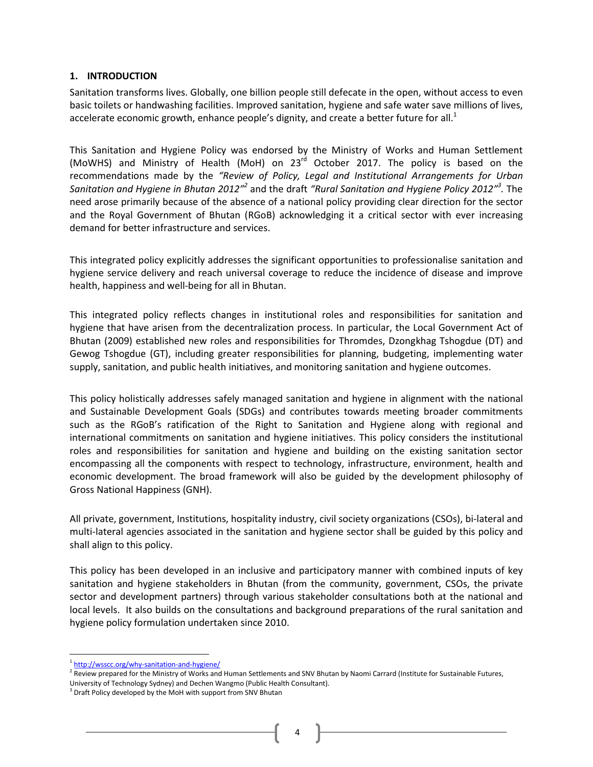## 1. INTRODUCTION

Sanitation transforms lives. Globally, one billion people still defecate in the open, without access to even basic toilets or handwashing facilities. Improved sanitation, hygiene and safe water save millions of lives, accelerate economic growth, enhance people's dignity, and create a better future for all.[1]

This Sanitation and Hygiene Policy was endorsed by the Ministry of Works and Human Settlement (MoWHS) and Ministry of Health (MoH) on 23rd October 2017. The policy is based on the recommendations made by the *"Review of Policy, Legal and Institutional Arrangements for Urban Sanitation and Hygiene in Bhutan 2012"*[2] and the draft *"Rural Sanitation and Hygiene Policy 2012"*[3]. The need arose primarily because of the absence of a national policy providing clear direction for the sector and the Royal Government of Bhutan (RGoB) acknowledging it a critical sector with ever increasing demand for better infrastructure and services.

This integrated policy explicitly addresses the significant opportunities to professionalise sanitation and hygiene service delivery and reach universal coverage to reduce the incidence of disease and improve health, happiness and well-being for all in Bhutan.

This integrated policy reflects changes in institutional roles and responsibilities for sanitation and hygiene that have arisen from the decentralization process. In particular, the Local Government Act of Bhutan (2009) established new roles and responsibilities for Thromdes, Dzongkhag Tshogdue (DT) and Gewog Tshogdue (GT), including greater responsibilities for planning, budgeting, implementing water supply, sanitation, and public health initiatives, and monitoring sanitation and hygiene outcomes.

This policy holistically addresses safely managed sanitation and hygiene in alignment with the national and Sustainable Development Goals (SDGs) and contributes towards meeting broader commitments such as the RGoB's ratification of the Right to Sanitation and Hygiene along with regional and international commitments on sanitation and hygiene initiatives. This policy considers the institutional roles and responsibilities for sanitation and hygiene and building on the existing sanitation sector encompassing all the components with respect to technology, infrastructure, environment, health and economic development. The broad framework will also be guided by the development philosophy of Gross National Happiness (GNH).

All private, government, Institutions, hospitality industry, civil society organizations (CSOs), bi-lateral and multi-lateral agencies associated in the sanitation and hygiene sector shall be guided by this policy and shall align to this policy.

This policy has been developed in an inclusive and participatory manner with combined inputs of key sanitation and hygiene stakeholders in Bhutan (from the community, government, CSOs, the private sector and development partners) through various stakeholder consultations both at the national and local levels. It also builds on the consultations and background preparations of the rural sanitation and hygiene policy formulation undertaken since 2010.

---

[1] http://wsscc.org/why-sanitation-and-hygiene/

[2] Review prepared for the Ministry of Works and Human Settlements and SNV Bhutan by Naomi Carrard (Institute for Sustainable Futures, University of Technology Sydney) and Dechen Wangmo (Public Health Consultant).

[3] Draft Policy developed by the MoH with support from SNV Bhutan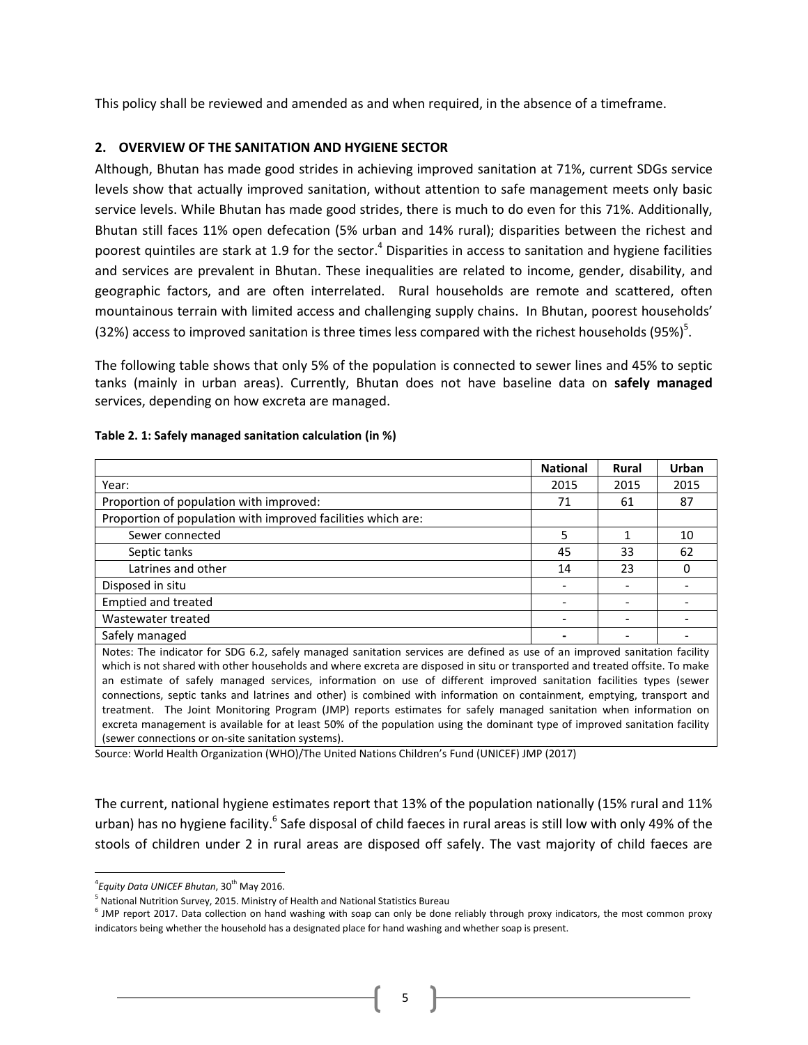This policy shall be reviewed and amended as and when required, in the absence of a timeframe.

## 2. OVERVIEW OF THE SANITATION AND HYGIENE SECTOR

Although, Bhutan has made good strides in achieving improved sanitation at 71%, current SDGs service levels show that actually improved sanitation, without attention to safe management meets only basic service levels. While Bhutan has made good strides, there is much to do even for this 71%. Additionally, Bhutan still faces 11% open defecation (5% urban and 14% rural); disparities between the richest and poorest quintiles are stark at 1.9 for the sector.[4] Disparities in access to sanitation and hygiene facilities and services are prevalent in Bhutan. These inequalities are related to income, gender, disability, and geographic factors, and are often interrelated. Rural households are remote and scattered, often mountainous terrain with limited access and challenging supply chains. In Bhutan, poorest households' (32%) access to improved sanitation is three times less compared with the richest households (95%)[5].

The following table shows that only 5% of the population is connected to sewer lines and 45% to septic tanks (mainly in urban areas). Currently, Bhutan does not have baseline data on **safely managed** services, depending on how excreta are managed.

**Table 2. 1: Safely managed sanitation calculation (in %)**

| | National | Rural | Urban |
|---|---|---|---|
| Year: | 2015 | 2015 | 2015 |
| Proportion of population with improved: | 71 | 61 | 87 |
| Proportion of population with improved facilities which are: | | | |
| Sewer connected | 5 | 1 | 10 |
| Septic tanks | 45 | 33 | 62 |
| Latrines and other | 14 | 23 | 0 |
| Disposed in situ | - | - | - |
| Emptied and treated | - | - | - |
| Wastewater treated | - | - | - |
| Safely managed | - | - | - |

Notes: The indicator for SDG 6.2, safely managed sanitation services are defined as use of an improved sanitation facility which is not shared with other households and where excreta are disposed in situ or transported and treated offsite. To make an estimate of safely managed services, information on use of different improved sanitation facilities types (sewer connections, septic tanks and latrines and other) is combined with information on containment, emptying, transport and treatment. The Joint Monitoring Program (JMP) reports estimates for safely managed sanitation when information on excreta management is available for at least 50% of the population using the dominant type of improved sanitation facility (sewer connections or on-site sanitation systems).

Source: World Health Organization (WHO)/The United Nations Children's Fund (UNICEF) JMP (2017)

The current, national hygiene estimates report that 13% of the population nationally (15% rural and 11% urban) has no hygiene facility.[6] Safe disposal of child faeces in rural areas is still low with only 49% of the stools of children under 2 in rural areas are disposed off safely. The vast majority of child faeces are

---

[4] *Equity Data UNICEF Bhutan*, 30th May 2016.

[5] National Nutrition Survey, 2015. Ministry of Health and National Statistics Bureau

[6] JMP report 2017. Data collection on hand washing with soap can only be done reliably through proxy indicators, the most common proxy indicators being whether the household has a designated place for hand washing and whether soap is present.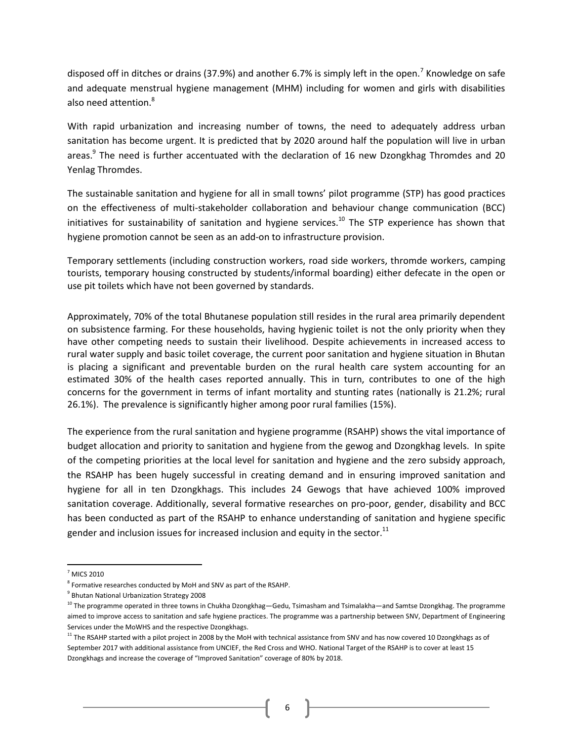disposed off in ditches or drains (37.9%) and another 6.7% is simply left in the open.[7] Knowledge on safe and adequate menstrual hygiene management (MHM) including for women and girls with disabilities also need attention.[8]

With rapid urbanization and increasing number of towns, the need to adequately address urban sanitation has become urgent. It is predicted that by 2020 around half the population will live in urban areas.[9] The need is further accentuated with the declaration of 16 new Dzongkhag Thromdes and 20 Yenlag Thromdes.

The sustainable sanitation and hygiene for all in small towns' pilot programme (STP) has good practices on the effectiveness of multi-stakeholder collaboration and behaviour change communication (BCC) initiatives for sustainability of sanitation and hygiene services.[10] The STP experience has shown that hygiene promotion cannot be seen as an add-on to infrastructure provision.

Temporary settlements (including construction workers, road side workers, thromde workers, camping tourists, temporary housing constructed by students/informal boarding) either defecate in the open or use pit toilets which have not been governed by standards.

Approximately, 70% of the total Bhutanese population still resides in the rural area primarily dependent on subsistence farming. For these households, having hygienic toilet is not the only priority when they have other competing needs to sustain their livelihood. Despite achievements in increased access to rural water supply and basic toilet coverage, the current poor sanitation and hygiene situation in Bhutan is placing a significant and preventable burden on the rural health care system accounting for an estimated 30% of the health cases reported annually. This in turn, contributes to one of the high concerns for the government in terms of infant mortality and stunting rates (nationally is 21.2%; rural 26.1%). The prevalence is significantly higher among poor rural families (15%).

The experience from the rural sanitation and hygiene programme (RSAHP) shows the vital importance of budget allocation and priority to sanitation and hygiene from the gewog and Dzongkhag levels. In spite of the competing priorities at the local level for sanitation and hygiene and the zero subsidy approach, the RSAHP has been hugely successful in creating demand and in ensuring improved sanitation and hygiene for all in ten Dzongkhags. This includes 24 Gewogs that have achieved 100% improved sanitation coverage. Additionally, several formative researches on pro-poor, gender, disability and BCC has been conducted as part of the RSAHP to enhance understanding of sanitation and hygiene specific gender and inclusion issues for increased inclusion and equity in the sector.[11]

---

[7] MICS 2010

[8] Formative researches conducted by MoH and SNV as part of the RSAHP.

[9] Bhutan National Urbanization Strategy 2008

[10] The programme operated in three towns in Chukha Dzongkhag—Gedu, Tsimasham and Tsimalakha—and Samtse Dzongkhag. The programme aimed to improve access to sanitation and safe hygiene practices. The programme was a partnership between SNV, Department of Engineering Services under the MoWHS and the respective Dzongkhags.

[11] The RSAHP started with a pilot project in 2008 by the MoH with technical assistance from SNV and has now covered 10 Dzongkhags as of September 2017 with additional assistance from UNCIEF, the Red Cross and WHO. National Target of the RSAHP is to cover at least 15 Dzongkhags and increase the coverage of "Improved Sanitation" coverage of 80% by 2018.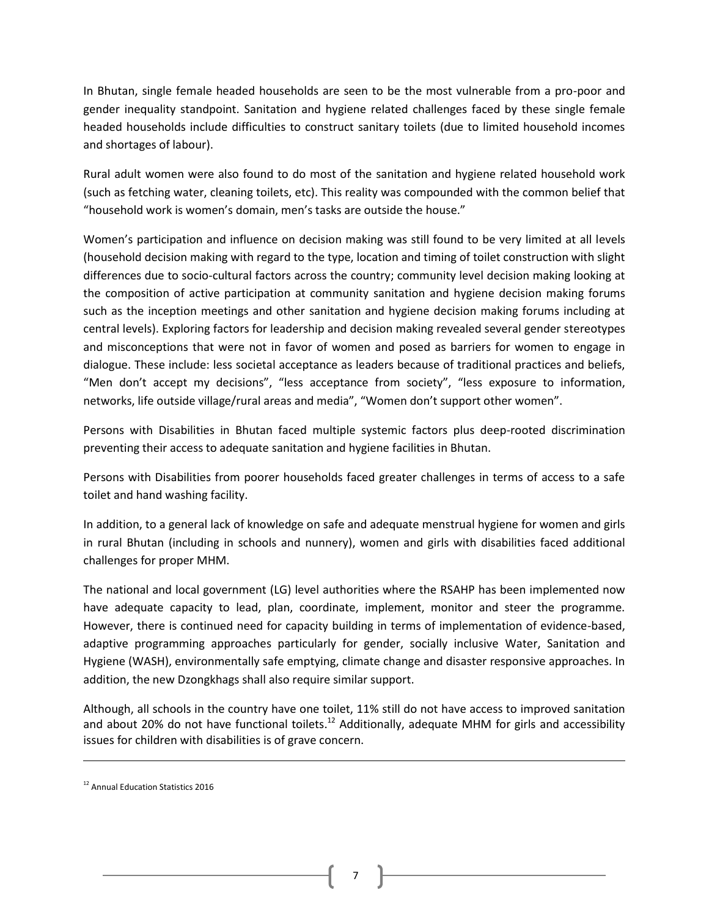In Bhutan, single female headed households are seen to be the most vulnerable from a pro-poor and gender inequality standpoint. Sanitation and hygiene related challenges faced by these single female headed households include difficulties to construct sanitary toilets (due to limited household incomes and shortages of labour).

Rural adult women were also found to do most of the sanitation and hygiene related household work (such as fetching water, cleaning toilets, etc). This reality was compounded with the common belief that "household work is women's domain, men's tasks are outside the house."

Women's participation and influence on decision making was still found to be very limited at all levels (household decision making with regard to the type, location and timing of toilet construction with slight differences due to socio-cultural factors across the country; community level decision making looking at the composition of active participation at community sanitation and hygiene decision making forums such as the inception meetings and other sanitation and hygiene decision making forums including at central levels). Exploring factors for leadership and decision making revealed several gender stereotypes and misconceptions that were not in favor of women and posed as barriers for women to engage in dialogue. These include: less societal acceptance as leaders because of traditional practices and beliefs, "Men don't accept my decisions", "less acceptance from society", "less exposure to information, networks, life outside village/rural areas and media", "Women don't support other women".

Persons with Disabilities in Bhutan faced multiple systemic factors plus deep-rooted discrimination preventing their access to adequate sanitation and hygiene facilities in Bhutan.

Persons with Disabilities from poorer households faced greater challenges in terms of access to a safe toilet and hand washing facility.

In addition, to a general lack of knowledge on safe and adequate menstrual hygiene for women and girls in rural Bhutan (including in schools and nunnery), women and girls with disabilities faced additional challenges for proper MHM.

The national and local government (LG) level authorities where the RSAHP has been implemented now have adequate capacity to lead, plan, coordinate, implement, monitor and steer the programme. However, there is continued need for capacity building in terms of implementation of evidence-based, adaptive programming approaches particularly for gender, socially inclusive Water, Sanitation and Hygiene (WASH), environmentally safe emptying, climate change and disaster responsive approaches. In addition, the new Dzongkhags shall also require similar support.

Although, all schools in the country have one toilet, 11% still do not have access to improved sanitation and about 20% do not have functional toilets.[12] Additionally, adequate MHM for girls and accessibility issues for children with disabilities is of grave concern.

---

[12] Annual Education Statistics 2016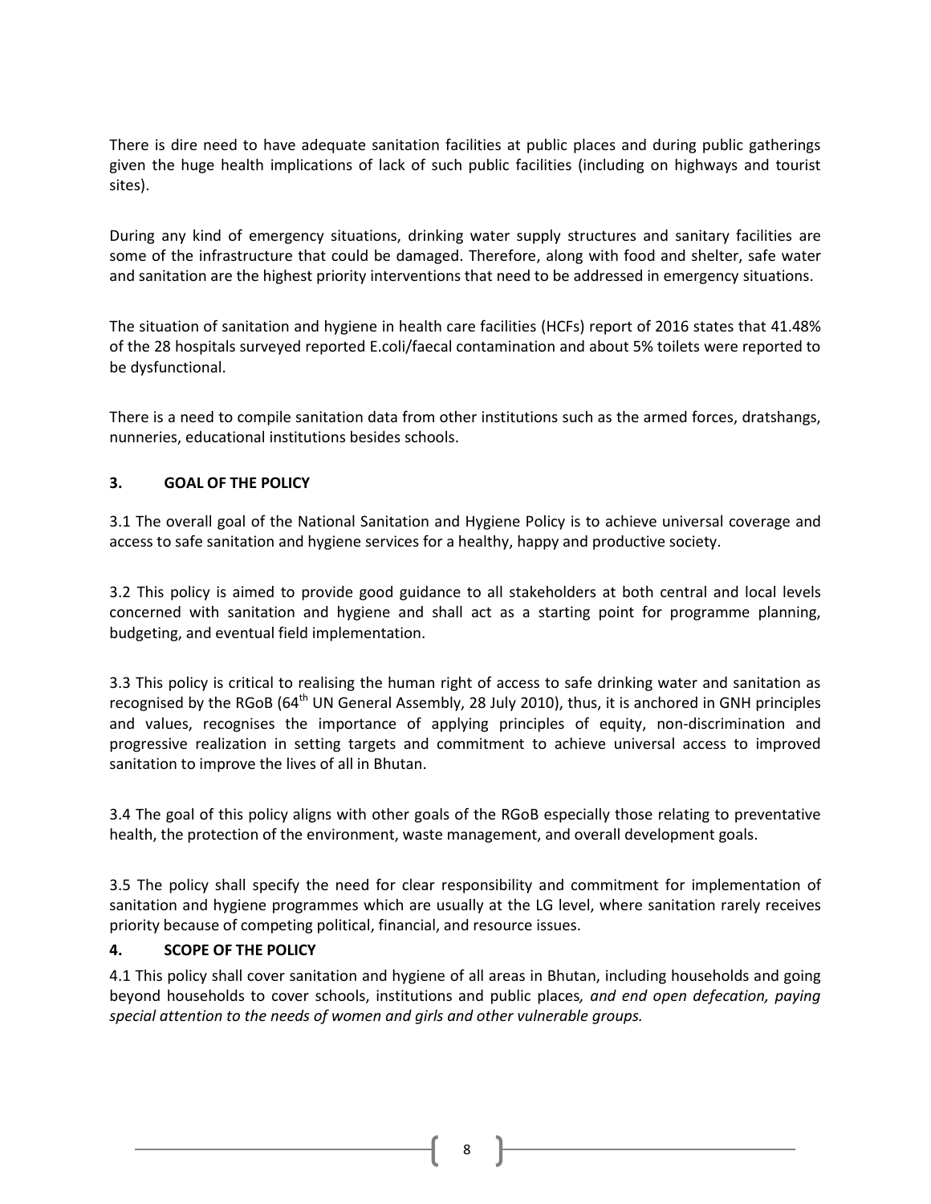There is dire need to have adequate sanitation facilities at public places and during public gatherings given the huge health implications of lack of such public facilities (including on highways and tourist sites).

During any kind of emergency situations, drinking water supply structures and sanitary facilities are some of the infrastructure that could be damaged. Therefore, along with food and shelter, safe water and sanitation are the highest priority interventions that need to be addressed in emergency situations.

The situation of sanitation and hygiene in health care facilities (HCFs) report of 2016 states that 41.48% of the 28 hospitals surveyed reported E.coli/faecal contamination and about 5% toilets were reported to be dysfunctional.

There is a need to compile sanitation data from other institutions such as the armed forces, dratshangs, nunneries, educational institutions besides schools.

## 3. GOAL OF THE POLICY

3.1 The overall goal of the National Sanitation and Hygiene Policy is to achieve universal coverage and access to safe sanitation and hygiene services for a healthy, happy and productive society.

3.2 This policy is aimed to provide good guidance to all stakeholders at both central and local levels concerned with sanitation and hygiene and shall act as a starting point for programme planning, budgeting, and eventual field implementation.

3.3 This policy is critical to realising the human right of access to safe drinking water and sanitation as recognised by the RGoB (64th UN General Assembly, 28 July 2010), thus, it is anchored in GNH principles and values, recognises the importance of applying principles of equity, non-discrimination and progressive realization in setting targets and commitment to achieve universal access to improved sanitation to improve the lives of all in Bhutan.

3.4 The goal of this policy aligns with other goals of the RGoB especially those relating to preventative health, the protection of the environment, waste management, and overall development goals.

3.5 The policy shall specify the need for clear responsibility and commitment for implementation of sanitation and hygiene programmes which are usually at the LG level, where sanitation rarely receives priority because of competing political, financial, and resource issues.

## 4. SCOPE OF THE POLICY

4.1 This policy shall cover sanitation and hygiene of all areas in Bhutan, including households and going beyond households to cover schools, institutions and public places*, and end open defecation, paying special attention to the needs of women and girls and other vulnerable groups.*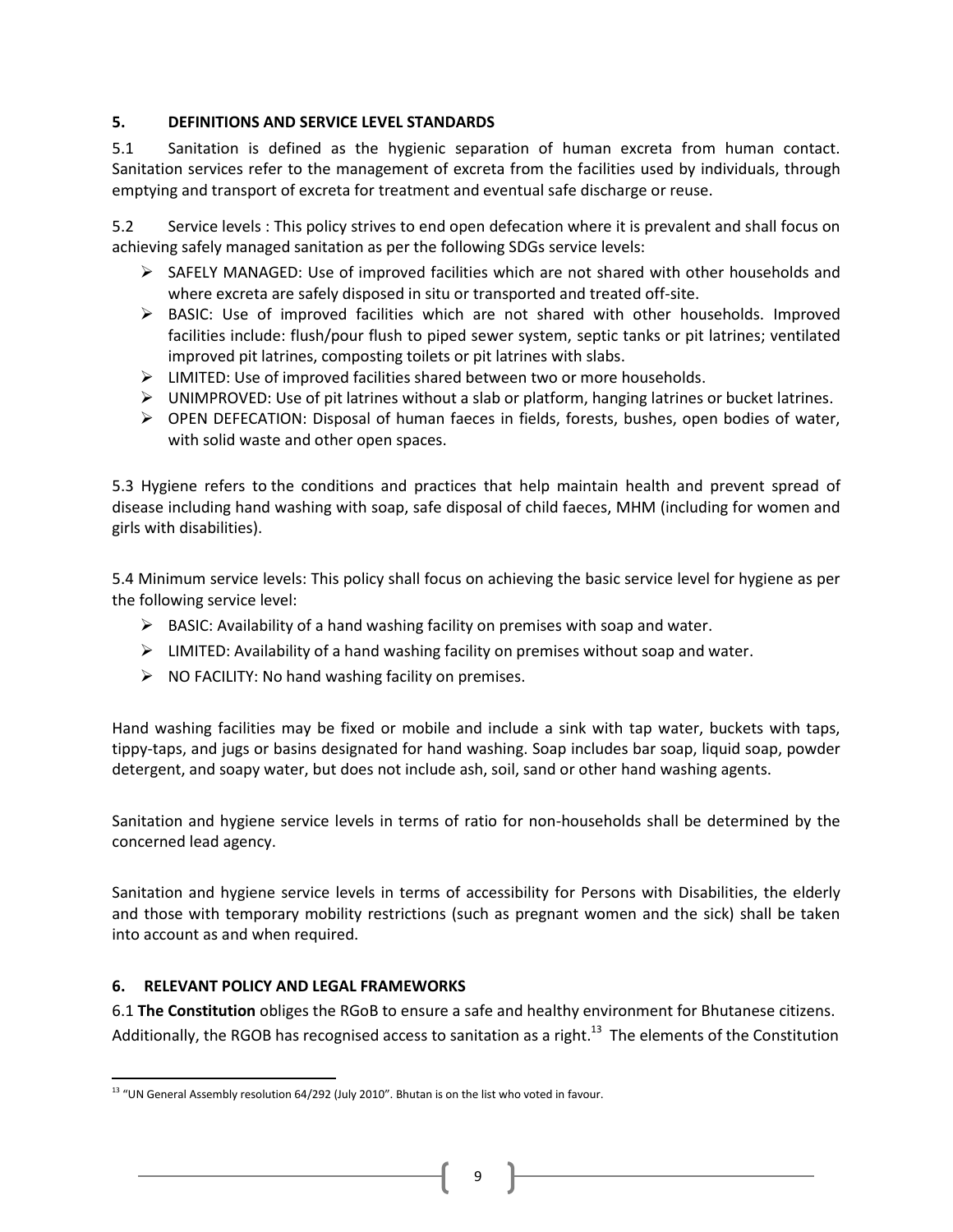## 5. DEFINITIONS AND SERVICE LEVEL STANDARDS

5.1 Sanitation is defined as the hygienic separation of human excreta from human contact. Sanitation services refer to the management of excreta from the facilities used by individuals, through emptying and transport of excreta for treatment and eventual safe discharge or reuse.

5.2 Service levels : This policy strives to end open defecation where it is prevalent and shall focus on achieving safely managed sanitation as per the following SDGs service levels:

- SAFELY MANAGED: Use of improved facilities which are not shared with other households and where excreta are safely disposed in situ or transported and treated off-site.
- BASIC: Use of improved facilities which are not shared with other households. Improved facilities include: flush/pour flush to piped sewer system, septic tanks or pit latrines; ventilated improved pit latrines, composting toilets or pit latrines with slabs.
- LIMITED: Use of improved facilities shared between two or more households.
- UNIMPROVED: Use of pit latrines without a slab or platform, hanging latrines or bucket latrines.
- OPEN DEFECATION: Disposal of human faeces in fields, forests, bushes, open bodies of water, with solid waste and other open spaces.

5.3 Hygiene refers to the conditions and practices that help maintain health and prevent spread of disease including hand washing with soap, safe disposal of child faeces, MHM (including for women and girls with disabilities).

5.4 Minimum service levels: This policy shall focus on achieving the basic service level for hygiene as per the following service level:

- BASIC: Availability of a hand washing facility on premises with soap and water.
- LIMITED: Availability of a hand washing facility on premises without soap and water.
- NO FACILITY: No hand washing facility on premises.

Hand washing facilities may be fixed or mobile and include a sink with tap water, buckets with taps, tippy-taps, and jugs or basins designated for hand washing. Soap includes bar soap, liquid soap, powder detergent, and soapy water, but does not include ash, soil, sand or other hand washing agents.

Sanitation and hygiene service levels in terms of ratio for non-households shall be determined by the concerned lead agency.

Sanitation and hygiene service levels in terms of accessibility for Persons with Disabilities, the elderly and those with temporary mobility restrictions (such as pregnant women and the sick) shall be taken into account as and when required.

## 6. RELEVANT POLICY AND LEGAL FRAMEWORKS

6.1 **The Constitution** obliges the RGoB to ensure a safe and healthy environment for Bhutanese citizens. Additionally, the RGOB has recognised access to sanitation as a right.[13] The elements of the Constitution

[13] "UN General Assembly resolution 64/292 (July 2010)". Bhutan is on the list who voted in favour.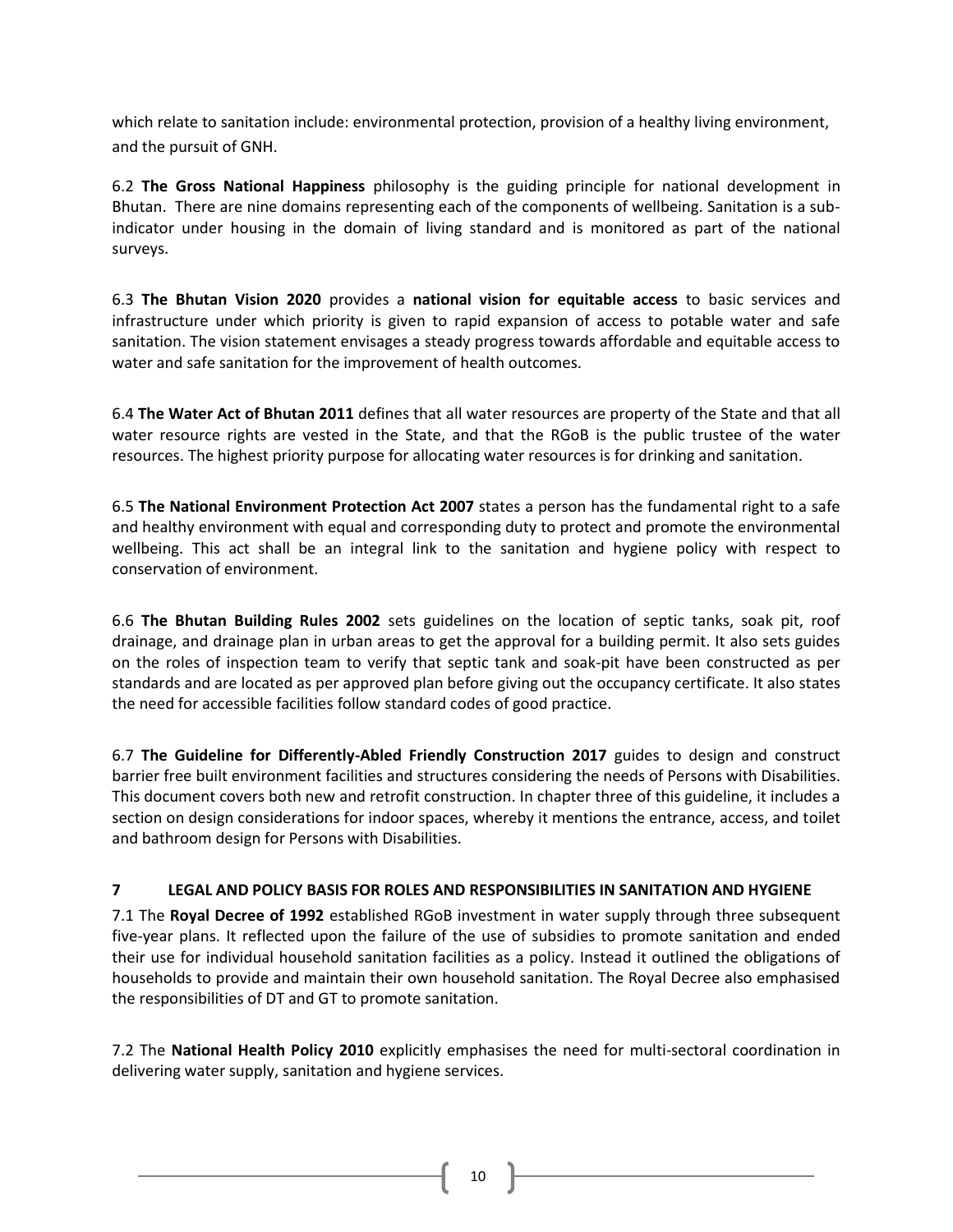which relate to sanitation include: environmental protection, provision of a healthy living environment, and the pursuit of GNH.

6.2 **The Gross National Happiness** philosophy is the guiding principle for national development in Bhutan. There are nine domains representing each of the components of wellbeing. Sanitation is a sub-indicator under housing in the domain of living standard and is monitored as part of the national surveys.

6.3 **The Bhutan Vision 2020** provides a **national vision for equitable access** to basic services and infrastructure under which priority is given to rapid expansion of access to potable water and safe sanitation. The vision statement envisages a steady progress towards affordable and equitable access to water and safe sanitation for the improvement of health outcomes.

6.4 **The Water Act of Bhutan 2011** defines that all water resources are property of the State and that all water resource rights are vested in the State, and that the RGoB is the public trustee of the water resources. The highest priority purpose for allocating water resources is for drinking and sanitation.

6.5 **The National Environment Protection Act 2007** states a person has the fundamental right to a safe and healthy environment with equal and corresponding duty to protect and promote the environmental wellbeing. This act shall be an integral link to the sanitation and hygiene policy with respect to conservation of environment.

6.6 **The Bhutan Building Rules 2002** sets guidelines on the location of septic tanks, soak pit, roof drainage, and drainage plan in urban areas to get the approval for a building permit. It also sets guides on the roles of inspection team to verify that septic tank and soak-pit have been constructed as per standards and are located as per approved plan before giving out the occupancy certificate. It also states the need for accessible facilities follow standard codes of good practice.

6.7 **The Guideline for Differently-Abled Friendly Construction 2017** guides to design and construct barrier free built environment facilities and structures considering the needs of Persons with Disabilities. This document covers both new and retrofit construction. In chapter three of this guideline, it includes a section on design considerations for indoor spaces, whereby it mentions the entrance, access, and toilet and bathroom design for Persons with Disabilities.

## 7 LEGAL AND POLICY BASIS FOR ROLES AND RESPONSIBILITIES IN SANITATION AND HYGIENE

7.1 The **Royal Decree of 1992** established RGoB investment in water supply through three subsequent five-year plans. It reflected upon the failure of the use of subsidies to promote sanitation and ended their use for individual household sanitation facilities as a policy. Instead it outlined the obligations of households to provide and maintain their own household sanitation. The Royal Decree also emphasised the responsibilities of DT and GT to promote sanitation.

7.2 The **National Health Policy 2010** explicitly emphasises the need for multi-sectoral coordination in delivering water supply, sanitation and hygiene services.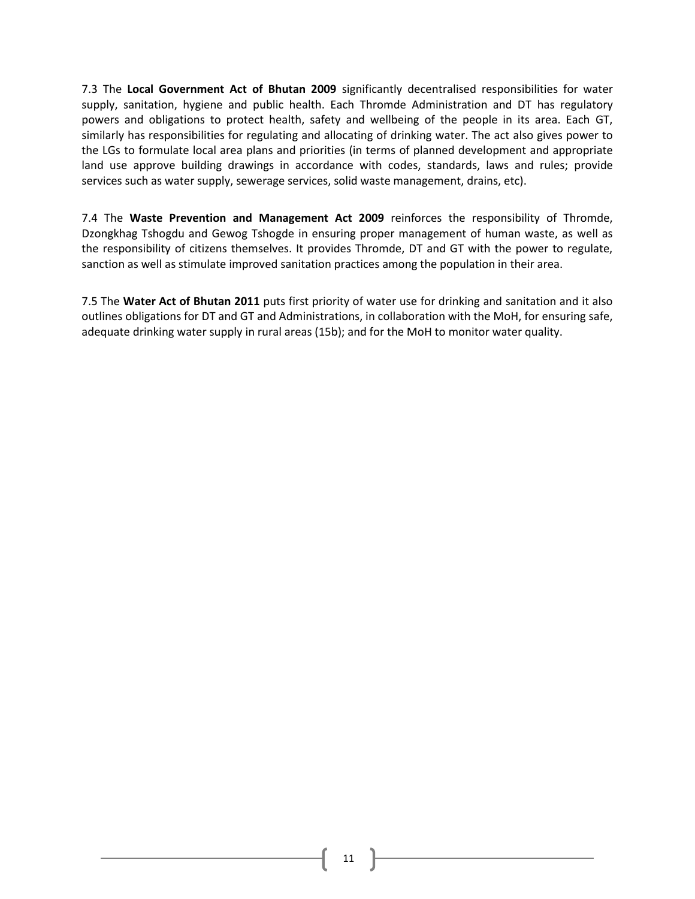7.3 The **Local Government Act of Bhutan 2009** significantly decentralised responsibilities for water supply, sanitation, hygiene and public health. Each Thromde Administration and DT has regulatory powers and obligations to protect health, safety and wellbeing of the people in its area. Each GT, similarly has responsibilities for regulating and allocating of drinking water. The act also gives power to the LGs to formulate local area plans and priorities (in terms of planned development and appropriate land use approve building drawings in accordance with codes, standards, laws and rules; provide services such as water supply, sewerage services, solid waste management, drains, etc).

7.4 The **Waste Prevention and Management Act 2009** reinforces the responsibility of Thromde, Dzongkhag Tshogdu and Gewog Tshogde in ensuring proper management of human waste, as well as the responsibility of citizens themselves. It provides Thromde, DT and GT with the power to regulate, sanction as well as stimulate improved sanitation practices among the population in their area.

7.5 The **Water Act of Bhutan 2011** puts first priority of water use for drinking and sanitation and it also outlines obligations for DT and GT and Administrations, in collaboration with the MoH, for ensuring safe, adequate drinking water supply in rural areas (15b); and for the MoH to monitor water quality.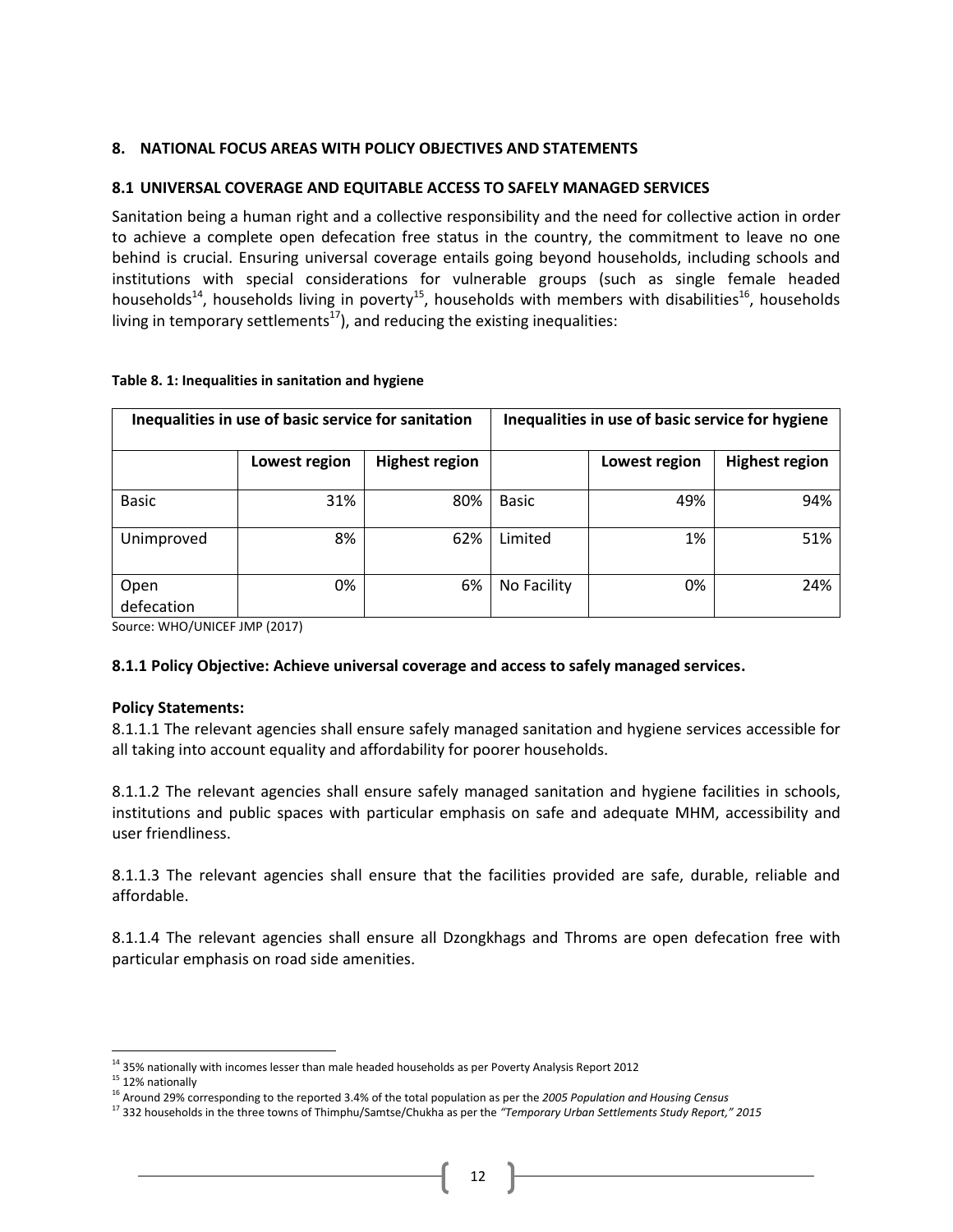## 8. NATIONAL FOCUS AREAS WITH POLICY OBJECTIVES AND STATEMENTS

### 8.1 UNIVERSAL COVERAGE AND EQUITABLE ACCESS TO SAFELY MANAGED SERVICES

Sanitation being a human right and a collective responsibility and the need for collective action in order to achieve a complete open defecation free status in the country, the commitment to leave no one behind is crucial. Ensuring universal coverage entails going beyond households, including schools and institutions with special considerations for vulnerable groups (such as single female headed households[14], households living in poverty[15], households with members with disabilities[16], households living in temporary settlements[17]), and reducing the existing inequalities:

**Table 8. 1: Inequalities in sanitation and hygiene**

| Inequalities in use of basic service for sanitation | | | Inequalities in use of basic service for hygiene | | |
|---|---|---|---|---|---|
| | **Lowest region** | **Highest region** | | **Lowest region** | **Highest region** |
| Basic | 31% | 80% | Basic | 49% | 94% |
| Unimproved | 8% | 62% | Limited | 1% | 51% |
| Open defecation | 0% | 6% | No Facility | 0% | 24% |

Source: WHO/UNICEF JMP (2017)

#### 8.1.1 Policy Objective: Achieve universal coverage and access to safely managed services.

**Policy Statements:**

8.1.1.1 The relevant agencies shall ensure safely managed sanitation and hygiene services accessible for all taking into account equality and affordability for poorer households.

8.1.1.2 The relevant agencies shall ensure safely managed sanitation and hygiene facilities in schools, institutions and public spaces with particular emphasis on safe and adequate MHM, accessibility and user friendliness.

8.1.1.3 The relevant agencies shall ensure that the facilities provided are safe, durable, reliable and affordable.

8.1.1.4 The relevant agencies shall ensure all Dzongkhags and Throms are open defecation free with particular emphasis on road side amenities.

---

[14] 35% nationally with incomes lesser than male headed households as per Poverty Analysis Report 2012

[15] 12% nationally

[16] Around 29% corresponding to the reported 3.4% of the total population as per the *2005 Population and Housing Census*

[17] 332 households in the three towns of Thimphu/Samtse/Chukha as per the *"Temporary Urban Settlements Study Report," 2015*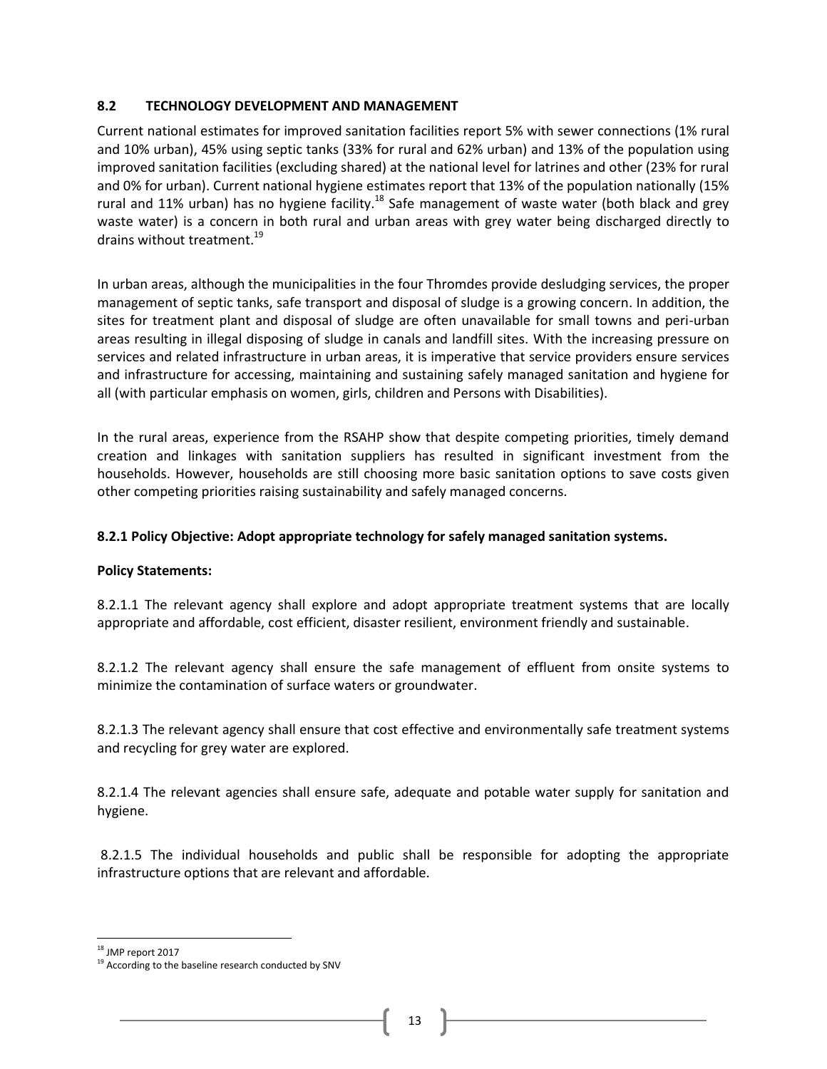## 8.2 TECHNOLOGY DEVELOPMENT AND MANAGEMENT

Current national estimates for improved sanitation facilities report 5% with sewer connections (1% rural and 10% urban), 45% using septic tanks (33% for rural and 62% urban) and 13% of the population using improved sanitation facilities (excluding shared) at the national level for latrines and other (23% for rural and 0% for urban). Current national hygiene estimates report that 13% of the population nationally (15% rural and 11% urban) has no hygiene facility.[18] Safe management of waste water (both black and grey waste water) is a concern in both rural and urban areas with grey water being discharged directly to drains without treatment.[19]

In urban areas, although the municipalities in the four Thromdes provide desludging services, the proper management of septic tanks, safe transport and disposal of sludge is a growing concern. In addition, the sites for treatment plant and disposal of sludge are often unavailable for small towns and peri-urban areas resulting in illegal disposing of sludge in canals and landfill sites. With the increasing pressure on services and related infrastructure in urban areas, it is imperative that service providers ensure services and infrastructure for accessing, maintaining and sustaining safely managed sanitation and hygiene for all (with particular emphasis on women, girls, children and Persons with Disabilities).

In the rural areas, experience from the RSAHP show that despite competing priorities, timely demand creation and linkages with sanitation suppliers has resulted in significant investment from the households. However, households are still choosing more basic sanitation options to save costs given other competing priorities raising sustainability and safely managed concerns.

### 8.2.1 Policy Objective: Adopt appropriate technology for safely managed sanitation systems.

**Policy Statements:**

8.2.1.1 The relevant agency shall explore and adopt appropriate treatment systems that are locally appropriate and affordable, cost efficient, disaster resilient, environment friendly and sustainable.

8.2.1.2 The relevant agency shall ensure the safe management of effluent from onsite systems to minimize the contamination of surface waters or groundwater.

8.2.1.3 The relevant agency shall ensure that cost effective and environmentally safe treatment systems and recycling for grey water are explored.

8.2.1.4 The relevant agencies shall ensure safe, adequate and potable water supply for sanitation and hygiene.

8.2.1.5 The individual households and public shall be responsible for adopting the appropriate infrastructure options that are relevant and affordable.

---

[18] JMP report 2017

[19] According to the baseline research conducted by SNV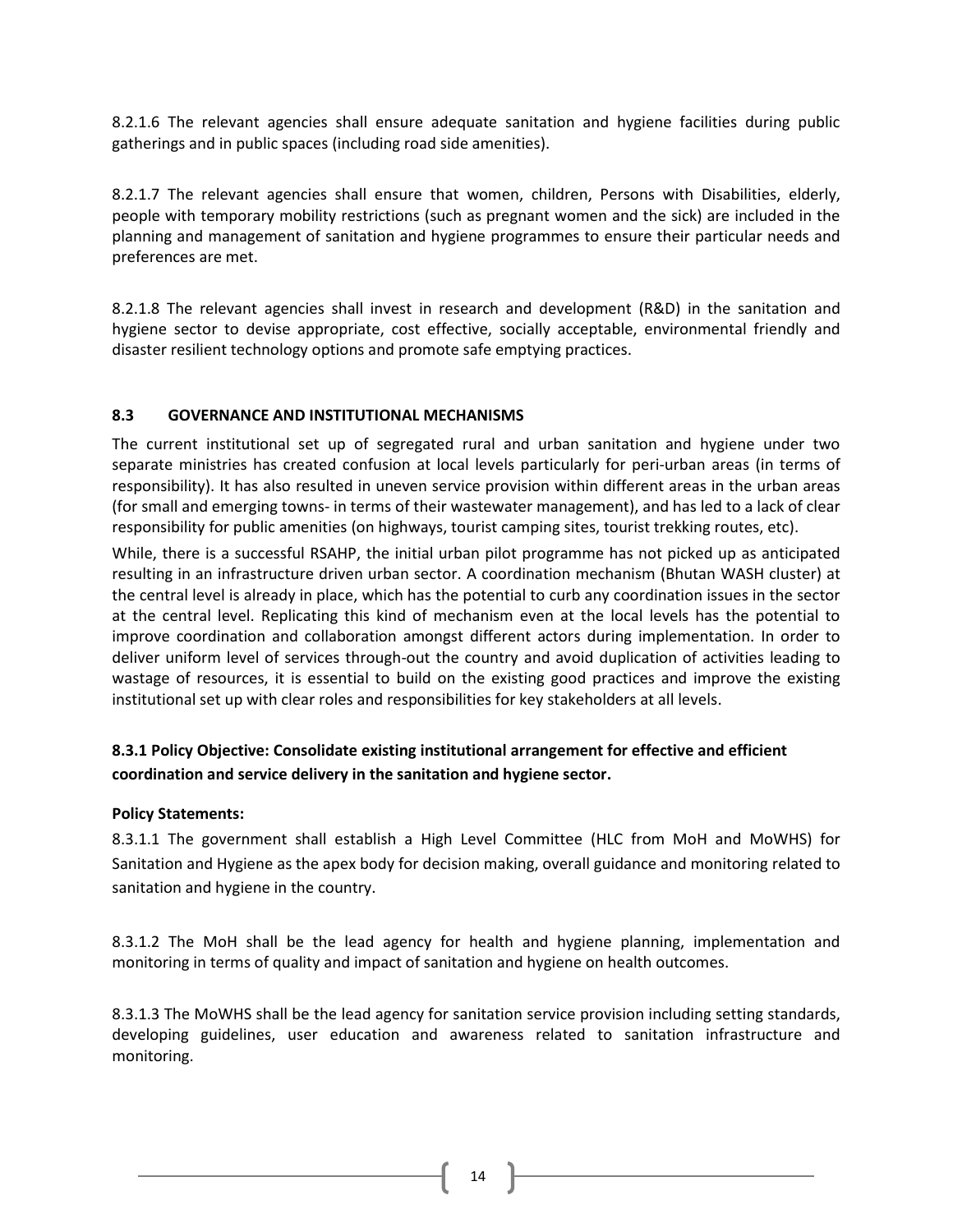8.2.1.6 The relevant agencies shall ensure adequate sanitation and hygiene facilities during public gatherings and in public spaces (including road side amenities).

8.2.1.7 The relevant agencies shall ensure that women, children, Persons with Disabilities, elderly, people with temporary mobility restrictions (such as pregnant women and the sick) are included in the planning and management of sanitation and hygiene programmes to ensure their particular needs and preferences are met.

8.2.1.8 The relevant agencies shall invest in research and development (R&D) in the sanitation and hygiene sector to devise appropriate, cost effective, socially acceptable, environmental friendly and disaster resilient technology options and promote safe emptying practices.

### 8.3 GOVERNANCE AND INSTITUTIONAL MECHANISMS

The current institutional set up of segregated rural and urban sanitation and hygiene under two separate ministries has created confusion at local levels particularly for peri-urban areas (in terms of responsibility). It has also resulted in uneven service provision within different areas in the urban areas (for small and emerging towns- in terms of their wastewater management), and has led to a lack of clear responsibility for public amenities (on highways, tourist camping sites, tourist trekking routes, etc).

While, there is a successful RSAHP, the initial urban pilot programme has not picked up as anticipated resulting in an infrastructure driven urban sector. A coordination mechanism (Bhutan WASH cluster) at the central level is already in place, which has the potential to curb any coordination issues in the sector at the central level. Replicating this kind of mechanism even at the local levels has the potential to improve coordination and collaboration amongst different actors during implementation. In order to deliver uniform level of services through-out the country and avoid duplication of activities leading to wastage of resources, it is essential to build on the existing good practices and improve the existing institutional set up with clear roles and responsibilities for key stakeholders at all levels.

#### 8.3.1 Policy Objective: Consolidate existing institutional arrangement for effective and efficient coordination and service delivery in the sanitation and hygiene sector.

**Policy Statements:**

8.3.1.1 The government shall establish a High Level Committee (HLC from MoH and MoWHS) for Sanitation and Hygiene as the apex body for decision making, overall guidance and monitoring related to sanitation and hygiene in the country.

8.3.1.2 The MoH shall be the lead agency for health and hygiene planning, implementation and monitoring in terms of quality and impact of sanitation and hygiene on health outcomes.

8.3.1.3 The MoWHS shall be the lead agency for sanitation service provision including setting standards, developing guidelines, user education and awareness related to sanitation infrastructure and monitoring.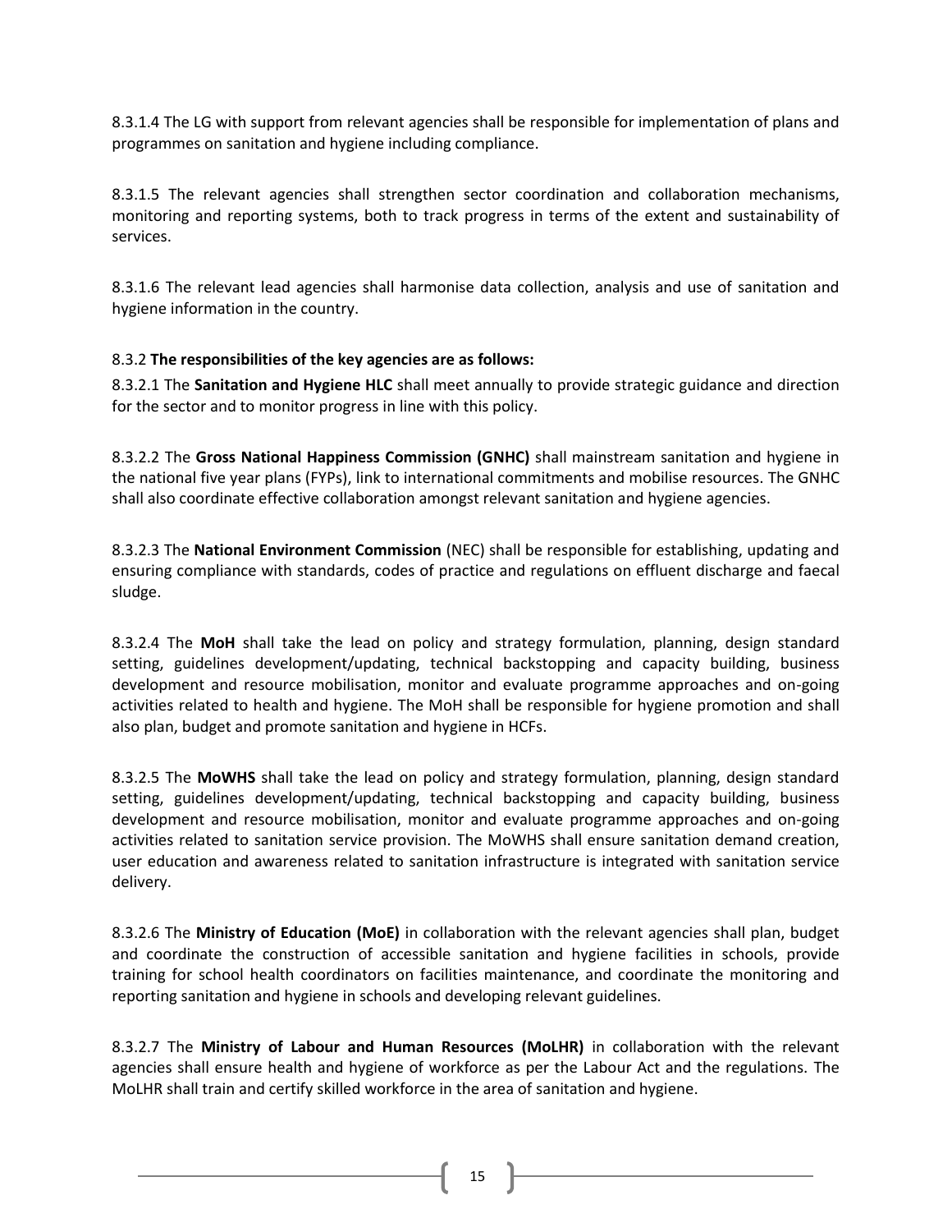8.3.1.4 The LG with support from relevant agencies shall be responsible for implementation of plans and programmes on sanitation and hygiene including compliance.

8.3.1.5 The relevant agencies shall strengthen sector coordination and collaboration mechanisms, monitoring and reporting systems, both to track progress in terms of the extent and sustainability of services.

8.3.1.6 The relevant lead agencies shall harmonise data collection, analysis and use of sanitation and hygiene information in the country.

8.3.2 **The responsibilities of the key agencies are as follows:**

8.3.2.1 The **Sanitation and Hygiene HLC** shall meet annually to provide strategic guidance and direction for the sector and to monitor progress in line with this policy.

8.3.2.2 The **Gross National Happiness Commission (GNHC)** shall mainstream sanitation and hygiene in the national five year plans (FYPs), link to international commitments and mobilise resources. The GNHC shall also coordinate effective collaboration amongst relevant sanitation and hygiene agencies.

8.3.2.3 The **National Environment Commission** (NEC) shall be responsible for establishing, updating and ensuring compliance with standards, codes of practice and regulations on effluent discharge and faecal sludge.

8.3.2.4 The **MoH** shall take the lead on policy and strategy formulation, planning, design standard setting, guidelines development/updating, technical backstopping and capacity building, business development and resource mobilisation, monitor and evaluate programme approaches and on-going activities related to health and hygiene. The MoH shall be responsible for hygiene promotion and shall also plan, budget and promote sanitation and hygiene in HCFs.

8.3.2.5 The **MoWHS** shall take the lead on policy and strategy formulation, planning, design standard setting, guidelines development/updating, technical backstopping and capacity building, business development and resource mobilisation, monitor and evaluate programme approaches and on-going activities related to sanitation service provision. The MoWHS shall ensure sanitation demand creation, user education and awareness related to sanitation infrastructure is integrated with sanitation service delivery.

8.3.2.6 The **Ministry of Education (MoE)** in collaboration with the relevant agencies shall plan, budget and coordinate the construction of accessible sanitation and hygiene facilities in schools, provide training for school health coordinators on facilities maintenance, and coordinate the monitoring and reporting sanitation and hygiene in schools and developing relevant guidelines.

8.3.2.7 The **Ministry of Labour and Human Resources (MoLHR)** in collaboration with the relevant agencies shall ensure health and hygiene of workforce as per the Labour Act and the regulations. The MoLHR shall train and certify skilled workforce in the area of sanitation and hygiene.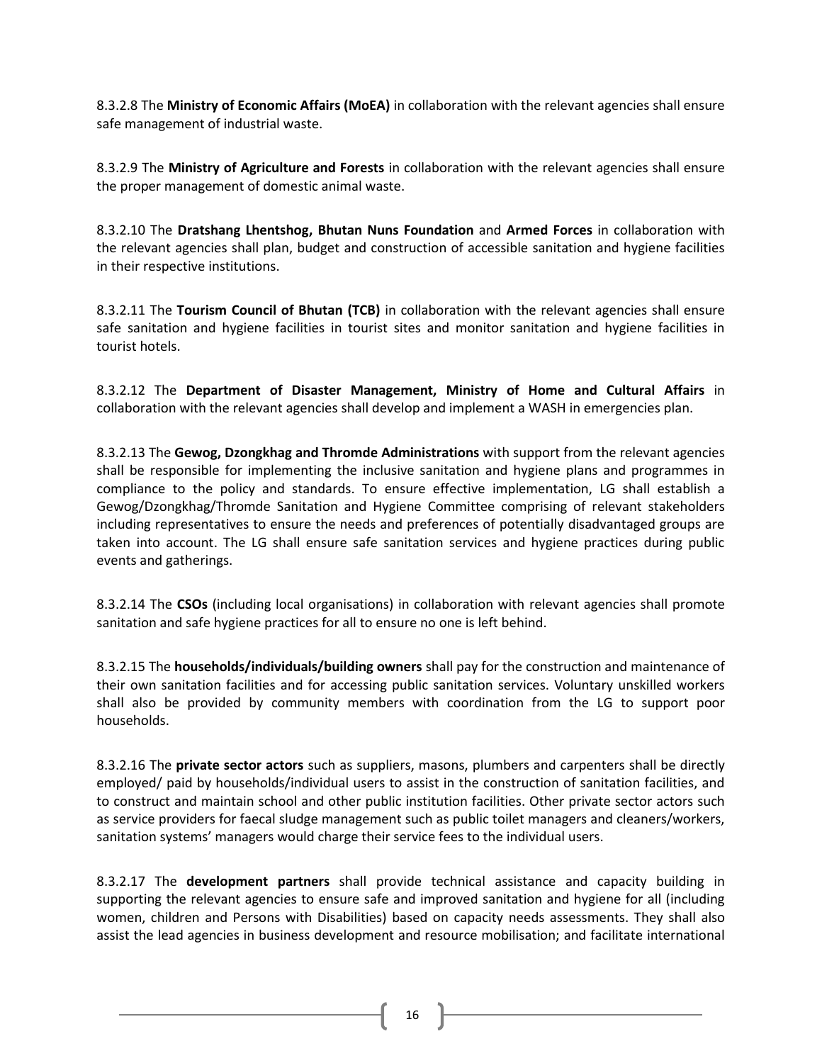8.3.2.8 The **Ministry of Economic Affairs (MoEA)** in collaboration with the relevant agencies shall ensure safe management of industrial waste.

8.3.2.9 The **Ministry of Agriculture and Forests** in collaboration with the relevant agencies shall ensure the proper management of domestic animal waste.

8.3.2.10 The **Dratshang Lhentshog, Bhutan Nuns Foundation** and **Armed Forces** in collaboration with the relevant agencies shall plan, budget and construction of accessible sanitation and hygiene facilities in their respective institutions.

8.3.2.11 The **Tourism Council of Bhutan (TCB)** in collaboration with the relevant agencies shall ensure safe sanitation and hygiene facilities in tourist sites and monitor sanitation and hygiene facilities in tourist hotels.

8.3.2.12 The **Department of Disaster Management, Ministry of Home and Cultural Affairs** in collaboration with the relevant agencies shall develop and implement a WASH in emergencies plan.

8.3.2.13 The **Gewog, Dzongkhag and Thromde Administrations** with support from the relevant agencies shall be responsible for implementing the inclusive sanitation and hygiene plans and programmes in compliance to the policy and standards. To ensure effective implementation, LG shall establish a Gewog/Dzongkhag/Thromde Sanitation and Hygiene Committee comprising of relevant stakeholders including representatives to ensure the needs and preferences of potentially disadvantaged groups are taken into account. The LG shall ensure safe sanitation services and hygiene practices during public events and gatherings.

8.3.2.14 The **CSOs** (including local organisations) in collaboration with relevant agencies shall promote sanitation and safe hygiene practices for all to ensure no one is left behind.

8.3.2.15 The **households/individuals/building owners** shall pay for the construction and maintenance of their own sanitation facilities and for accessing public sanitation services. Voluntary unskilled workers shall also be provided by community members with coordination from the LG to support poor households.

8.3.2.16 The **private sector actors** such as suppliers, masons, plumbers and carpenters shall be directly employed/ paid by households/individual users to assist in the construction of sanitation facilities, and to construct and maintain school and other public institution facilities. Other private sector actors such as service providers for faecal sludge management such as public toilet managers and cleaners/workers, sanitation systems' managers would charge their service fees to the individual users.

8.3.2.17 The **development partners** shall provide technical assistance and capacity building in supporting the relevant agencies to ensure safe and improved sanitation and hygiene for all (including women, children and Persons with Disabilities) based on capacity needs assessments. They shall also assist the lead agencies in business development and resource mobilisation; and facilitate international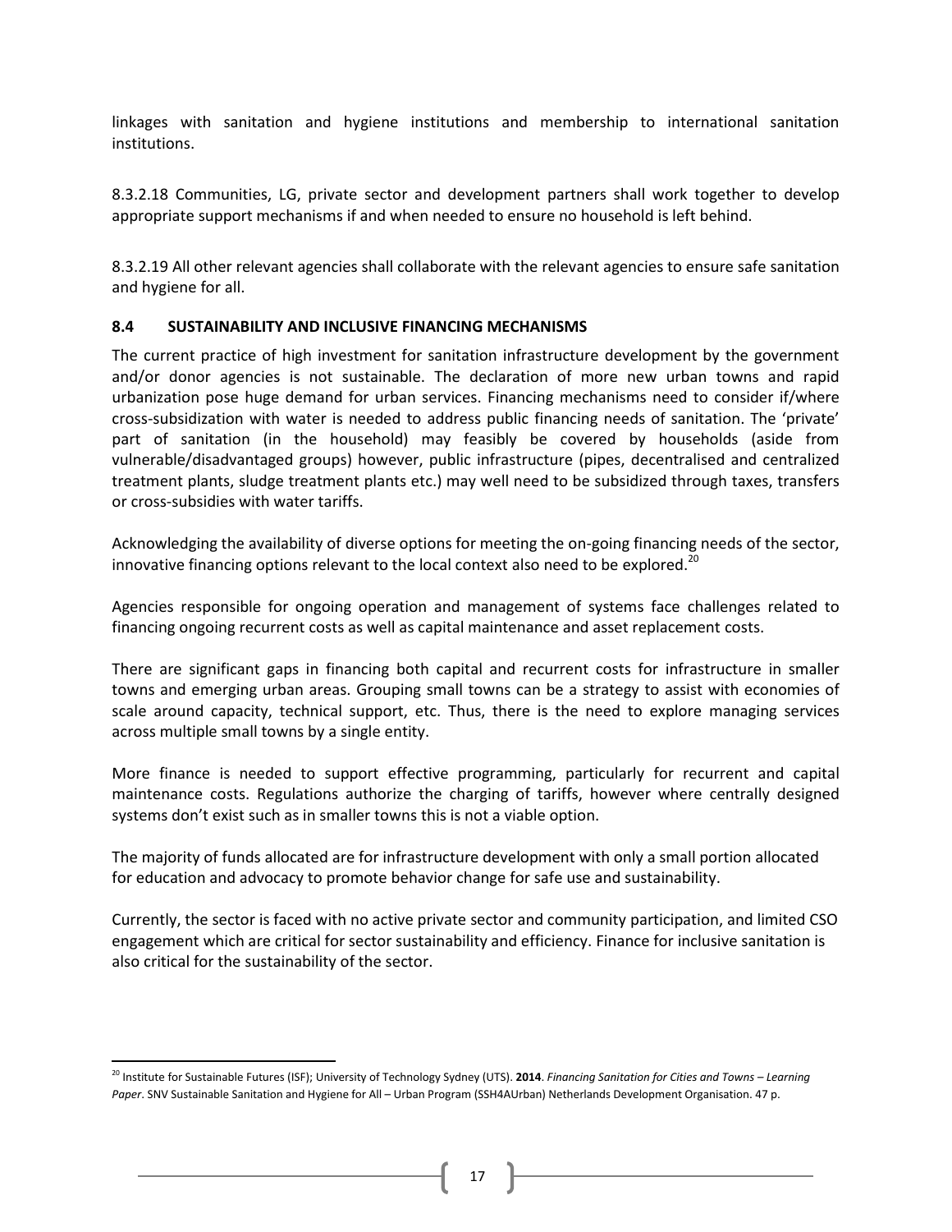linkages with sanitation and hygiene institutions and membership to international sanitation institutions.

8.3.2.18 Communities, LG, private sector and development partners shall work together to develop appropriate support mechanisms if and when needed to ensure no household is left behind.

8.3.2.19 All other relevant agencies shall collaborate with the relevant agencies to ensure safe sanitation and hygiene for all.

### 8.4 SUSTAINABILITY AND INCLUSIVE FINANCING MECHANISMS

The current practice of high investment for sanitation infrastructure development by the government and/or donor agencies is not sustainable. The declaration of more new urban towns and rapid urbanization pose huge demand for urban services. Financing mechanisms need to consider if/where cross-subsidization with water is needed to address public financing needs of sanitation. The 'private' part of sanitation (in the household) may feasibly be covered by households (aside from vulnerable/disadvantaged groups) however, public infrastructure (pipes, decentralised and centralized treatment plants, sludge treatment plants etc.) may well need to be subsidized through taxes, transfers or cross-subsidies with water tariffs.

Acknowledging the availability of diverse options for meeting the on-going financing needs of the sector, innovative financing options relevant to the local context also need to be explored.[20]

Agencies responsible for ongoing operation and management of systems face challenges related to financing ongoing recurrent costs as well as capital maintenance and asset replacement costs.

There are significant gaps in financing both capital and recurrent costs for infrastructure in smaller towns and emerging urban areas. Grouping small towns can be a strategy to assist with economies of scale around capacity, technical support, etc. Thus, there is the need to explore managing services across multiple small towns by a single entity.

More finance is needed to support effective programming, particularly for recurrent and capital maintenance costs. Regulations authorize the charging of tariffs, however where centrally designed systems don't exist such as in smaller towns this is not a viable option.

The majority of funds allocated are for infrastructure development with only a small portion allocated for education and advocacy to promote behavior change for safe use and sustainability.

Currently, the sector is faced with no active private sector and community participation, and limited CSO engagement which are critical for sector sustainability and efficiency. Finance for inclusive sanitation is also critical for the sustainability of the sector.

---

[20] Institute for Sustainable Futures (ISF); University of Technology Sydney (UTS). **2014**. *Financing Sanitation for Cities and Towns – Learning Paper*. SNV Sustainable Sanitation and Hygiene for All – Urban Program (SSH4AUrban) Netherlands Development Organisation. 47 p.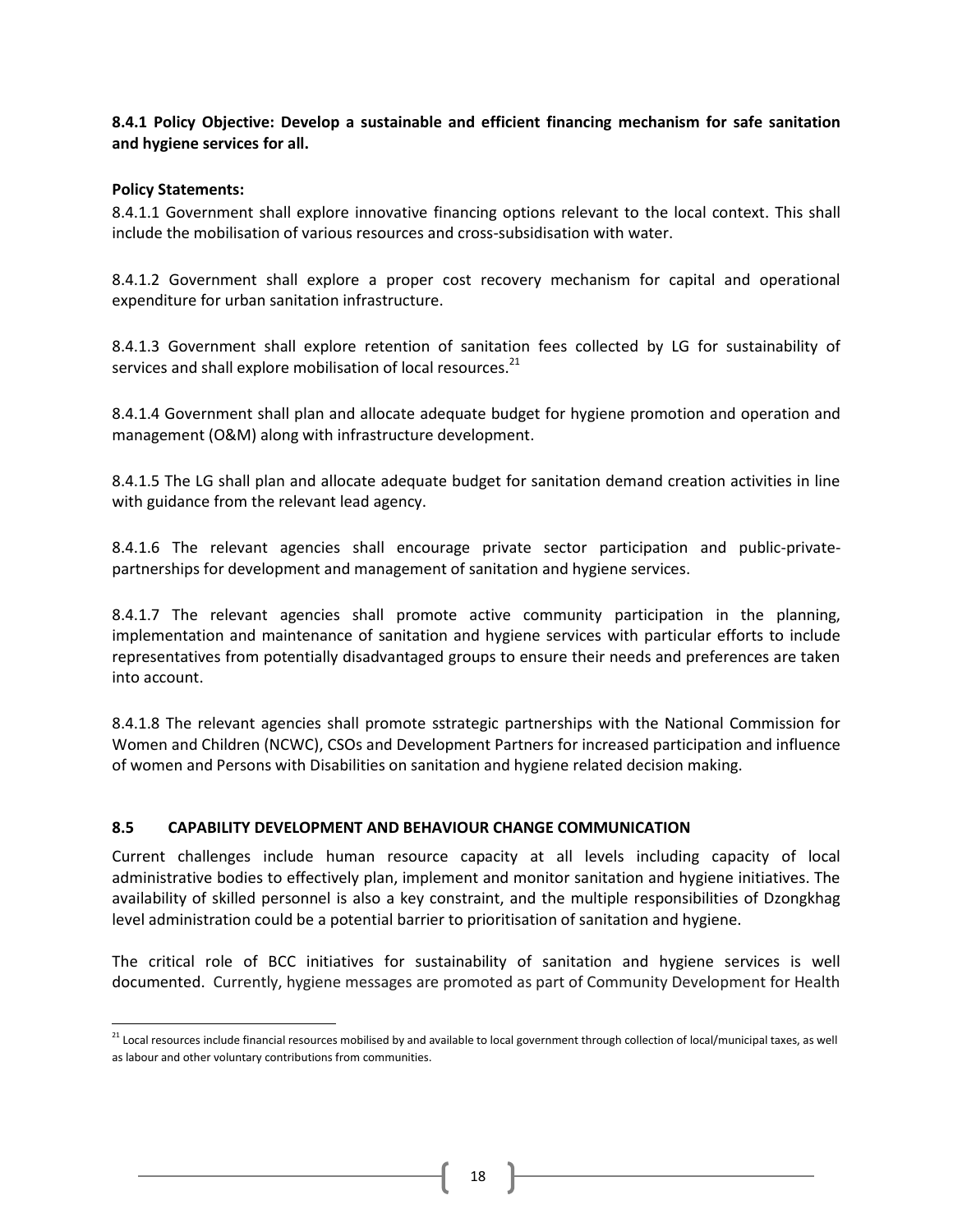**8.4.1 Policy Objective: Develop a sustainable and efficient financing mechanism for safe sanitation and hygiene services for all.**

**Policy Statements:**

8.4.1.1 Government shall explore innovative financing options relevant to the local context. This shall include the mobilisation of various resources and cross-subsidisation with water.

8.4.1.2 Government shall explore a proper cost recovery mechanism for capital and operational expenditure for urban sanitation infrastructure.

8.4.1.3 Government shall explore retention of sanitation fees collected by LG for sustainability of services and shall explore mobilisation of local resources.[21]

8.4.1.4 Government shall plan and allocate adequate budget for hygiene promotion and operation and management (O&M) along with infrastructure development.

8.4.1.5 The LG shall plan and allocate adequate budget for sanitation demand creation activities in line with guidance from the relevant lead agency.

8.4.1.6 The relevant agencies shall encourage private sector participation and public-private-partnerships for development and management of sanitation and hygiene services.

8.4.1.7 The relevant agencies shall promote active community participation in the planning, implementation and maintenance of sanitation and hygiene services with particular efforts to include representatives from potentially disadvantaged groups to ensure their needs and preferences are taken into account.

8.4.1.8 The relevant agencies shall promote sstrategic partnerships with the National Commission for Women and Children (NCWC), CSOs and Development Partners for increased participation and influence of women and Persons with Disabilities on sanitation and hygiene related decision making.

## 8.5 CAPABILITY DEVELOPMENT AND BEHAVIOUR CHANGE COMMUNICATION

Current challenges include human resource capacity at all levels including capacity of local administrative bodies to effectively plan, implement and monitor sanitation and hygiene initiatives. The availability of skilled personnel is also a key constraint, and the multiple responsibilities of Dzongkhag level administration could be a potential barrier to prioritisation of sanitation and hygiene.

The critical role of BCC initiatives for sustainability of sanitation and hygiene services is well documented. Currently, hygiene messages are promoted as part of Community Development for Health

[21] Local resources include financial resources mobilised by and available to local government through collection of local/municipal taxes, as well as labour and other voluntary contributions from communities.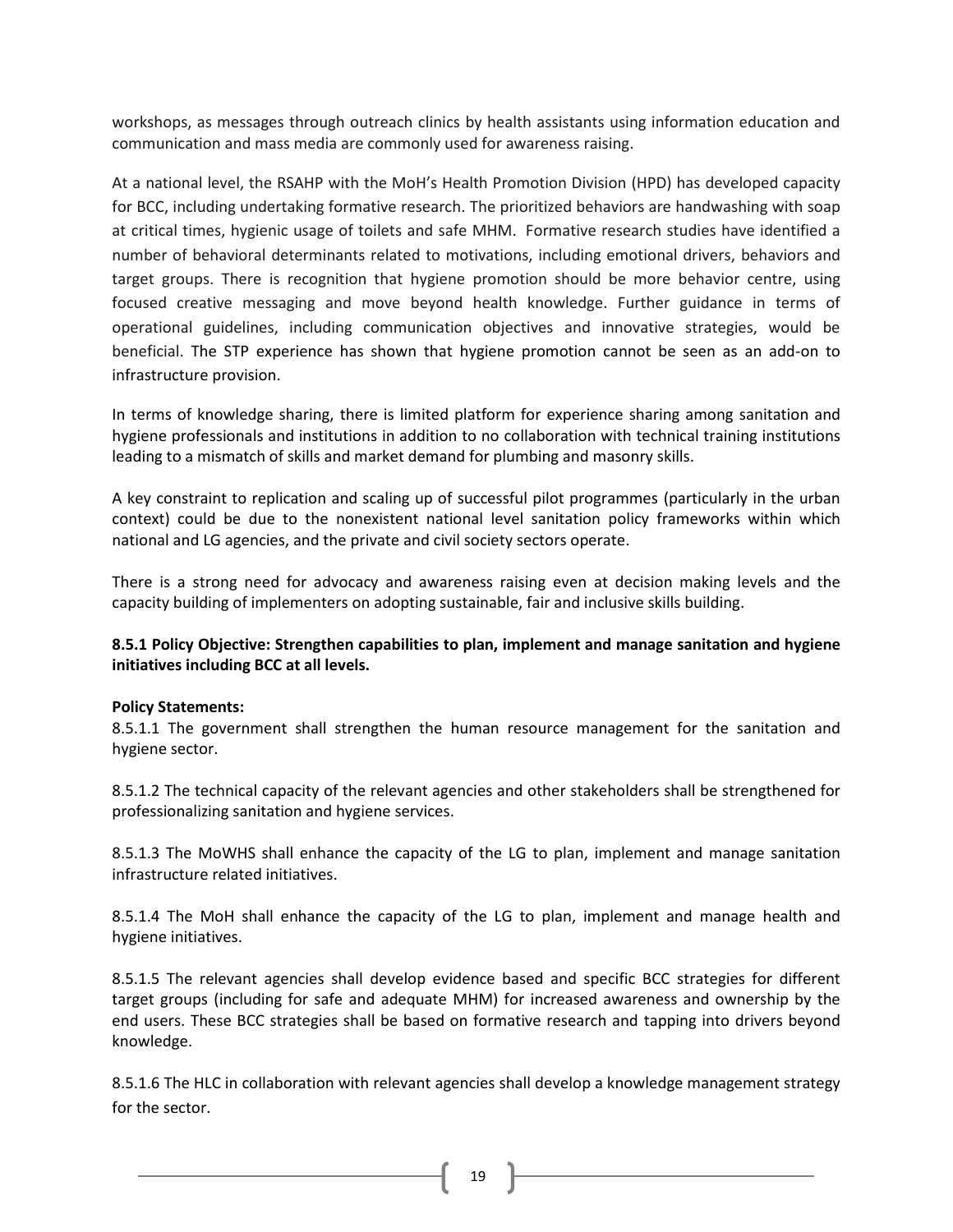workshops, as messages through outreach clinics by health assistants using information education and communication and mass media are commonly used for awareness raising.

At a national level, the RSAHP with the MoH's Health Promotion Division (HPD) has developed capacity for BCC, including undertaking formative research. The prioritized behaviors are handwashing with soap at critical times, hygienic usage of toilets and safe MHM. Formative research studies have identified a number of behavioral determinants related to motivations, including emotional drivers, behaviors and target groups. There is recognition that hygiene promotion should be more behavior centre, using focused creative messaging and move beyond health knowledge. Further guidance in terms of operational guidelines, including communication objectives and innovative strategies, would be beneficial. The STP experience has shown that hygiene promotion cannot be seen as an add-on to infrastructure provision.

In terms of knowledge sharing, there is limited platform for experience sharing among sanitation and hygiene professionals and institutions in addition to no collaboration with technical training institutions leading to a mismatch of skills and market demand for plumbing and masonry skills.

A key constraint to replication and scaling up of successful pilot programmes (particularly in the urban context) could be due to the nonexistent national level sanitation policy frameworks within which national and LG agencies, and the private and civil society sectors operate.

There is a strong need for advocacy and awareness raising even at decision making levels and the capacity building of implementers on adopting sustainable, fair and inclusive skills building.

**8.5.1 Policy Objective: Strengthen capabilities to plan, implement and manage sanitation and hygiene initiatives including BCC at all levels.**

**Policy Statements:**

8.5.1.1 The government shall strengthen the human resource management for the sanitation and hygiene sector.

8.5.1.2 The technical capacity of the relevant agencies and other stakeholders shall be strengthened for professionalizing sanitation and hygiene services.

8.5.1.3 The MoWHS shall enhance the capacity of the LG to plan, implement and manage sanitation infrastructure related initiatives.

8.5.1.4 The MoH shall enhance the capacity of the LG to plan, implement and manage health and hygiene initiatives.

8.5.1.5 The relevant agencies shall develop evidence based and specific BCC strategies for different target groups (including for safe and adequate MHM) for increased awareness and ownership by the end users. These BCC strategies shall be based on formative research and tapping into drivers beyond knowledge.

8.5.1.6 The HLC in collaboration with relevant agencies shall develop a knowledge management strategy for the sector.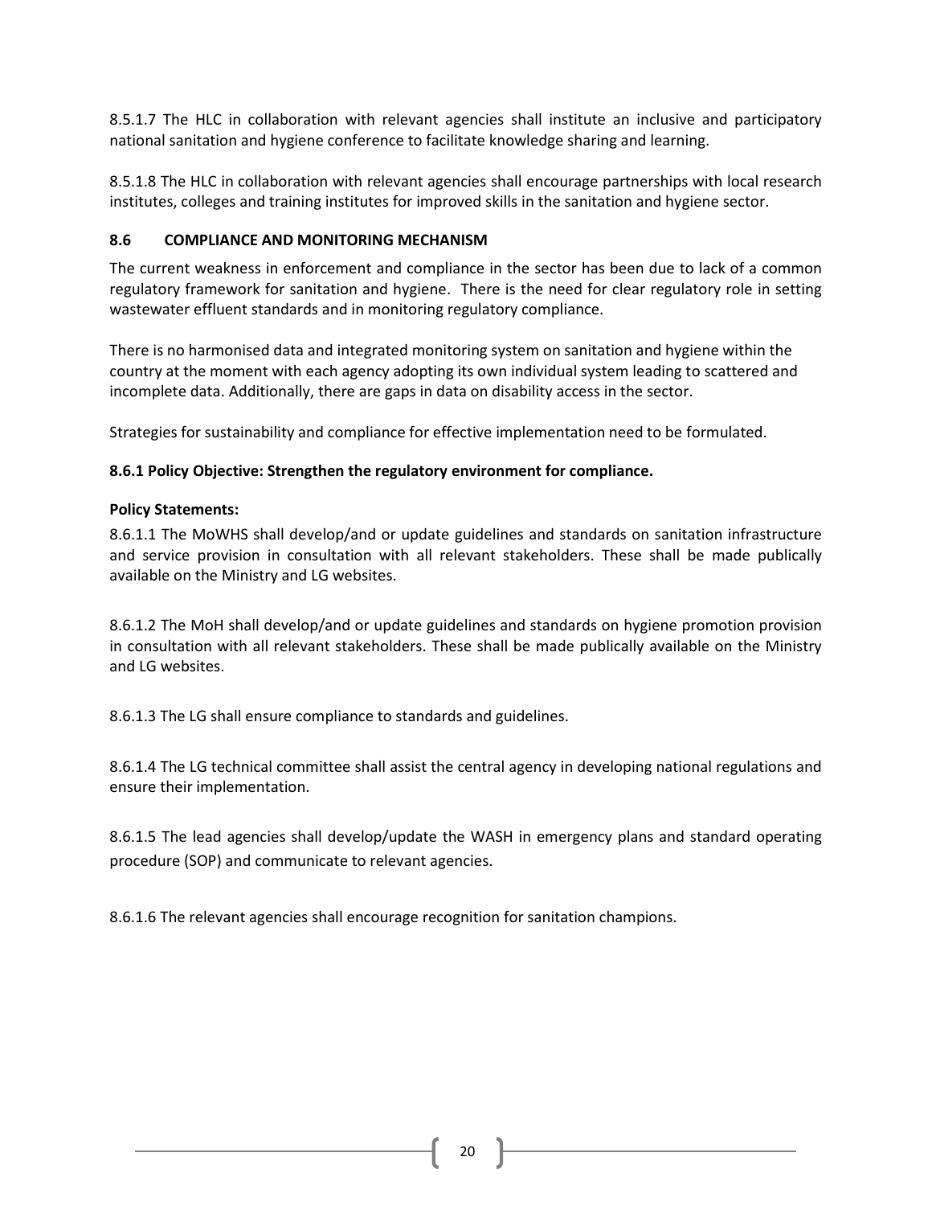8.5.1.7 The HLC in collaboration with relevant agencies shall institute an inclusive and participatory national sanitation and hygiene conference to facilitate knowledge sharing and learning.

8.5.1.8 The HLC in collaboration with relevant agencies shall encourage partnerships with local research institutes, colleges and training institutes for improved skills in the sanitation and hygiene sector.

### 8.6 COMPLIANCE AND MONITORING MECHANISM

The current weakness in enforcement and compliance in the sector has been due to lack of a common regulatory framework for sanitation and hygiene. There is the need for clear regulatory role in setting wastewater effluent standards and in monitoring regulatory compliance.

There is no harmonised data and integrated monitoring system on sanitation and hygiene within the country at the moment with each agency adopting its own individual system leading to scattered and incomplete data. Additionally, there are gaps in data on disability access in the sector.

Strategies for sustainability and compliance for effective implementation need to be formulated.

#### 8.6.1 Policy Objective: Strengthen the regulatory environment for compliance.

**Policy Statements:**

8.6.1.1 The MoWHS shall develop/and or update guidelines and standards on sanitation infrastructure and service provision in consultation with all relevant stakeholders. These shall be made publically available on the Ministry and LG websites.

8.6.1.2 The MoH shall develop/and or update guidelines and standards on hygiene promotion provision in consultation with all relevant stakeholders. These shall be made publically available on the Ministry and LG websites.

8.6.1.3 The LG shall ensure compliance to standards and guidelines.

8.6.1.4 The LG technical committee shall assist the central agency in developing national regulations and ensure their implementation.

8.6.1.5 The lead agencies shall develop/update the WASH in emergency plans and standard operating procedure (SOP) and communicate to relevant agencies.

8.6.1.6 The relevant agencies shall encourage recognition for sanitation champions.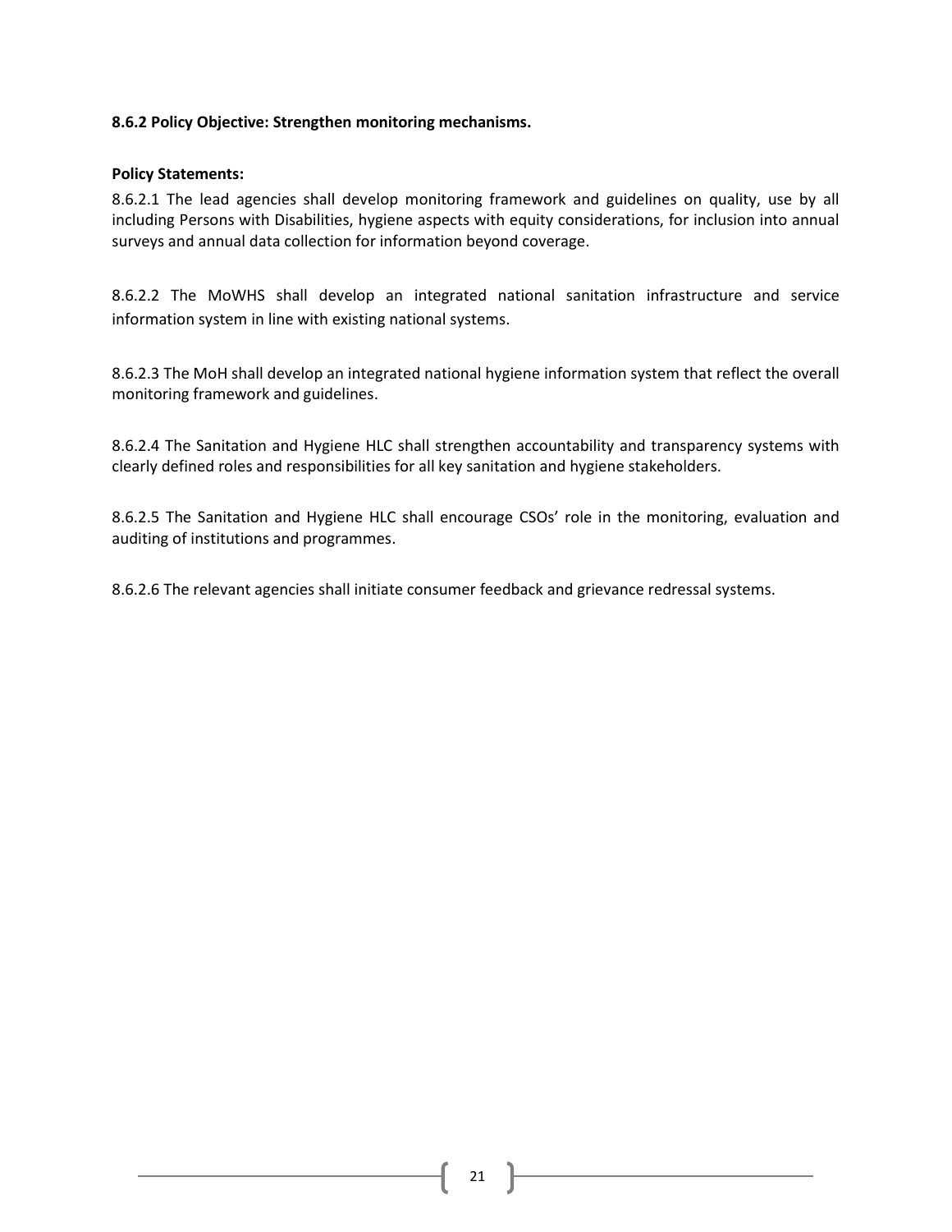### 8.6.2 Policy Objective: Strengthen monitoring mechanisms.

**Policy Statements:**

8.6.2.1 The lead agencies shall develop monitoring framework and guidelines on quality, use by all including Persons with Disabilities, hygiene aspects with equity considerations, for inclusion into annual surveys and annual data collection for information beyond coverage.

8.6.2.2 The MoWHS shall develop an integrated national sanitation infrastructure and service information system in line with existing national systems.

8.6.2.3 The MoH shall develop an integrated national hygiene information system that reflect the overall monitoring framework and guidelines.

8.6.2.4 The Sanitation and Hygiene HLC shall strengthen accountability and transparency systems with clearly defined roles and responsibilities for all key sanitation and hygiene stakeholders.

8.6.2.5 The Sanitation and Hygiene HLC shall encourage CSOs' role in the monitoring, evaluation and auditing of institutions and programmes.

8.6.2.6 The relevant agencies shall initiate consumer feedback and grievance redressal systems.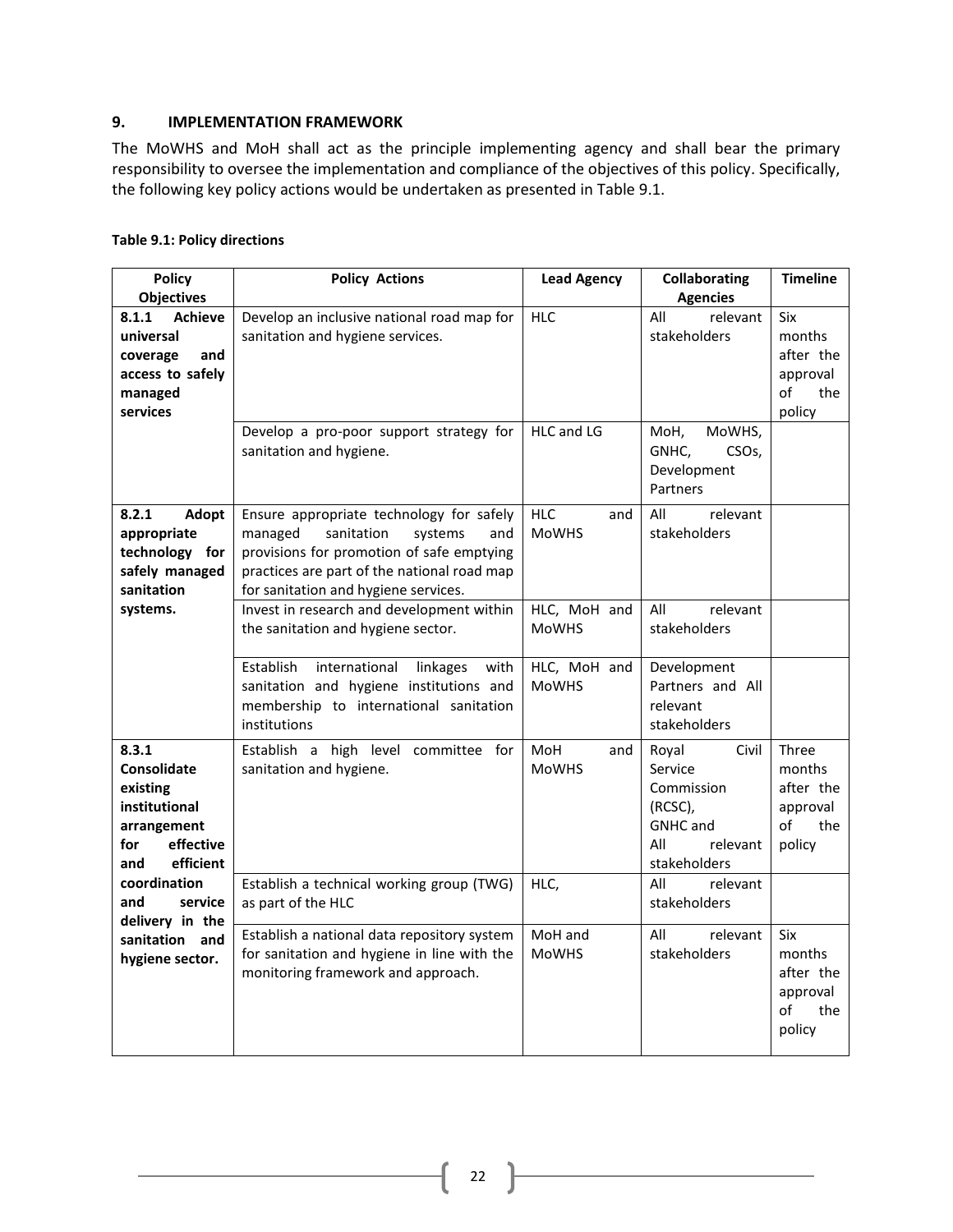## 9. IMPLEMENTATION FRAMEWORK

The MoWHS and MoH shall act as the principle implementing agency and shall bear the primary responsibility to oversee the implementation and compliance of the objectives of this policy. Specifically, the following key policy actions would be undertaken as presented in Table 9.1.

**Table 9.1: Policy directions**

| Policy Objectives | Policy Actions | Lead Agency | Collaborating Agencies | Timeline |
|---|---|---|---|---|
| **8.1.1 Achieve universal coverage and access to safely managed services** | Develop an inclusive national road map for sanitation and hygiene services. | HLC | All relevant stakeholders | Six months after the approval of the policy |
| | Develop a pro-poor support strategy for sanitation and hygiene. | HLC and LG | MoH, MoWHS, GNHC, CSOs, Development Partners | |
| **8.2.1 Adopt appropriate technology for safely managed sanitation systems.** | Ensure appropriate technology for safely managed sanitation systems and provisions for promotion of safe emptying practices are part of the national road map for sanitation and hygiene services. | HLC and MoWHS | All relevant stakeholders | |
| | Invest in research and development within the sanitation and hygiene sector. | HLC, MoH and MoWHS | All relevant stakeholders | |
| | Establish international linkages with sanitation and hygiene institutions and membership to international sanitation institutions | HLC, MoH and MoWHS | Development Partners and All relevant stakeholders | |
| **8.3.1 Consolidate existing institutional arrangement for effective and efficient coordination and service delivery in the sanitation and hygiene sector.** | Establish a high level committee for sanitation and hygiene. | MoH and MoWHS | Royal Civil Service Commission (RCSC), GNHC and All relevant stakeholders | Three months after the approval of the policy |
| | Establish a technical working group (TWG) as part of the HLC | HLC, | All relevant stakeholders | |
| | Establish a national data repository system for sanitation and hygiene in line with the monitoring framework and approach. | MoH and MoWHS | All relevant stakeholders | Six months after the approval of the policy |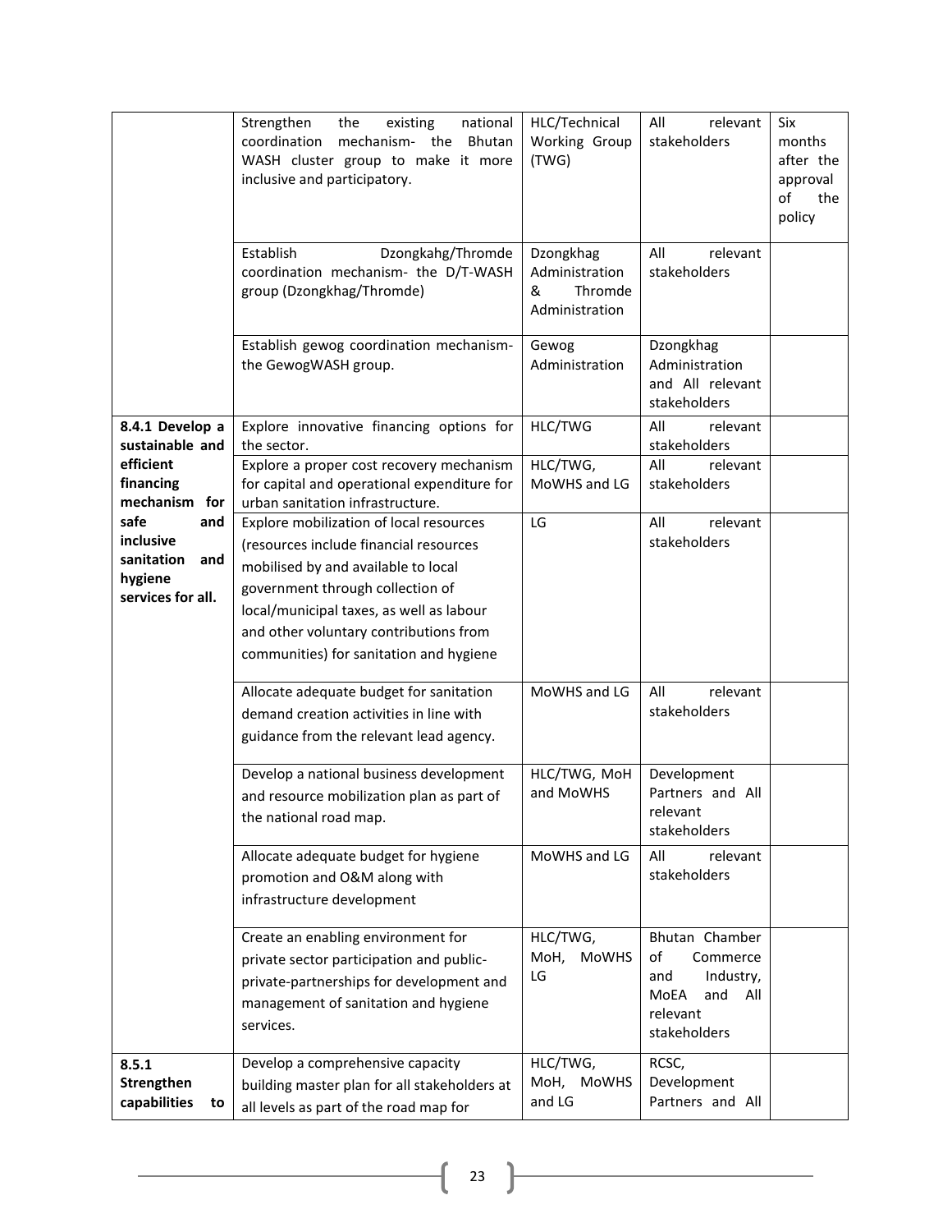| | | | | |
|---|---|---|---|---|
| | Strengthen the existing national coordination mechanism- the Bhutan WASH cluster group to make it more inclusive and participatory. | HLC/Technical Working Group (TWG) | All relevant stakeholders | Six months after the approval of the policy |
| | Establish Dzongkahg/Thromde coordination mechanism- the D/T-WASH group (Dzongkhag/Thromde) | Dzongkhag Administration & Thromde Administration | All relevant stakeholders | |
| | Establish gewog coordination mechanism- the GewogWASH group. | Gewog Administration | Dzongkhag Administration and All relevant stakeholders | |
| **8.4.1 Develop a sustainable and efficient financing mechanism for safe and inclusive sanitation and hygiene services for all.** | Explore innovative financing options for the sector. | HLC/TWG | All relevant stakeholders | |
| | Explore a proper cost recovery mechanism for capital and operational expenditure for urban sanitation infrastructure. | HLC/TWG, MoWHS and LG | All relevant stakeholders | |
| | Explore mobilization of local resources (resources include financial resources mobilised by and available to local government through collection of local/municipal taxes, as well as labour and other voluntary contributions from communities) for sanitation and hygiene | LG | All relevant stakeholders | |
| | Allocate adequate budget for sanitation demand creation activities in line with guidance from the relevant lead agency. | MoWHS and LG | All relevant stakeholders | |
| | Develop a national business development and resource mobilization plan as part of the national road map. | HLC/TWG, MoH and MoWHS | Development Partners and All relevant stakeholders | |
| | Allocate adequate budget for hygiene promotion and O&M along with infrastructure development | MoWHS and LG | All relevant stakeholders | |
| | Create an enabling environment for private sector participation and public-private-partnerships for development and management of sanitation and hygiene services. | HLC/TWG, MoH, MoWHS LG | Bhutan Chamber of Commerce and Industry, MoEA and All relevant stakeholders | |
| **8.5.1 Strengthen capabilities to** | Develop a comprehensive capacity building master plan for all stakeholders at all levels as part of the road map for | HLC/TWG, MoH, MoWHS and LG | RCSC, Development Partners and All | |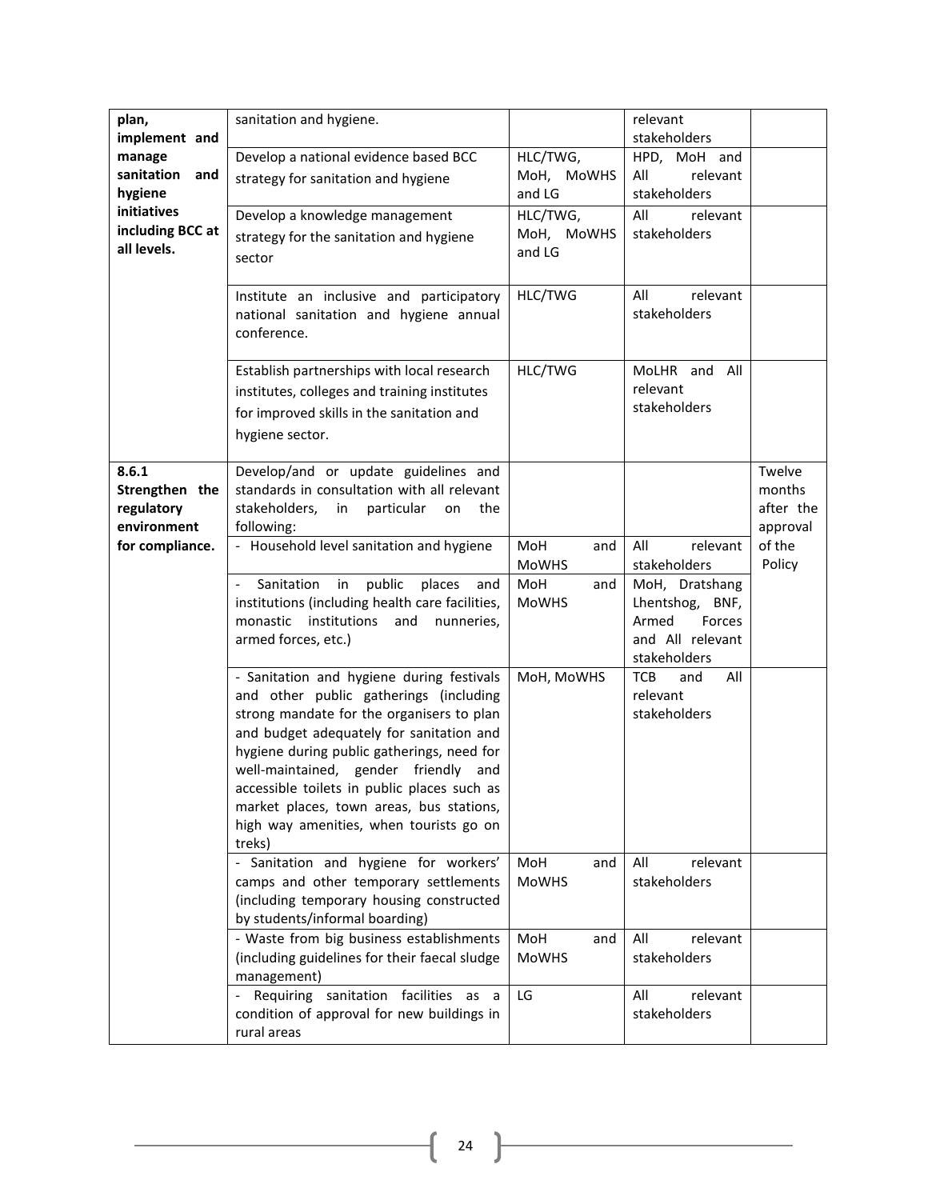| | | | | |
|---|---|---|---|---|
| **plan, implement and manage sanitation and hygiene initiatives including BCC at all levels.** | sanitation and hygiene. | | relevant stakeholders | |
| | Develop a national evidence based BCC strategy for sanitation and hygiene | HLC/TWG, MoH, MoWHS and LG | HPD, MoH and All relevant stakeholders | |
| | Develop a knowledge management strategy for the sanitation and hygiene sector | HLC/TWG, MoH, MoWHS and LG | All relevant stakeholders | |
| | Institute an inclusive and participatory national sanitation and hygiene annual conference. | HLC/TWG | All relevant stakeholders | |
| | Establish partnerships with local research institutes, colleges and training institutes for improved skills in the sanitation and hygiene sector. | HLC/TWG | MoLHR and All relevant stakeholders | |
| **8.6.1 Strengthen the regulatory environment for compliance.** | Develop/and or update guidelines and standards in consultation with all relevant stakeholders, in particular on the following: | | | Twelve months after the approval of the Policy |
| | - Household level sanitation and hygiene | MoH and MoWHS | All relevant stakeholders | |
| | - Sanitation in public places and institutions (including health care facilities, monastic institutions and nunneries, armed forces, etc.) | MoH and MoWHS | MoH, Dratshang Lhentshog, BNF, Armed Forces and All relevant stakeholders | |
| | - Sanitation and hygiene during festivals and other public gatherings (including strong mandate for the organisers to plan and budget adequately for sanitation and hygiene during public gatherings, need for well-maintained, gender friendly and accessible toilets in public places such as market places, town areas, bus stations, high way amenities, when tourists go on treks) | MoH, MoWHS | TCB and All relevant stakeholders | |
| | - Sanitation and hygiene for workers' camps and other temporary settlements (including temporary housing constructed by students/informal boarding) | MoH and MoWHS | All relevant stakeholders | |
| | - Waste from big business establishments (including guidelines for their faecal sludge management) | MoH and MoWHS | All relevant stakeholders | |
| | - Requiring sanitation facilities as a condition of approval for new buildings in rural areas | LG | All relevant stakeholders | |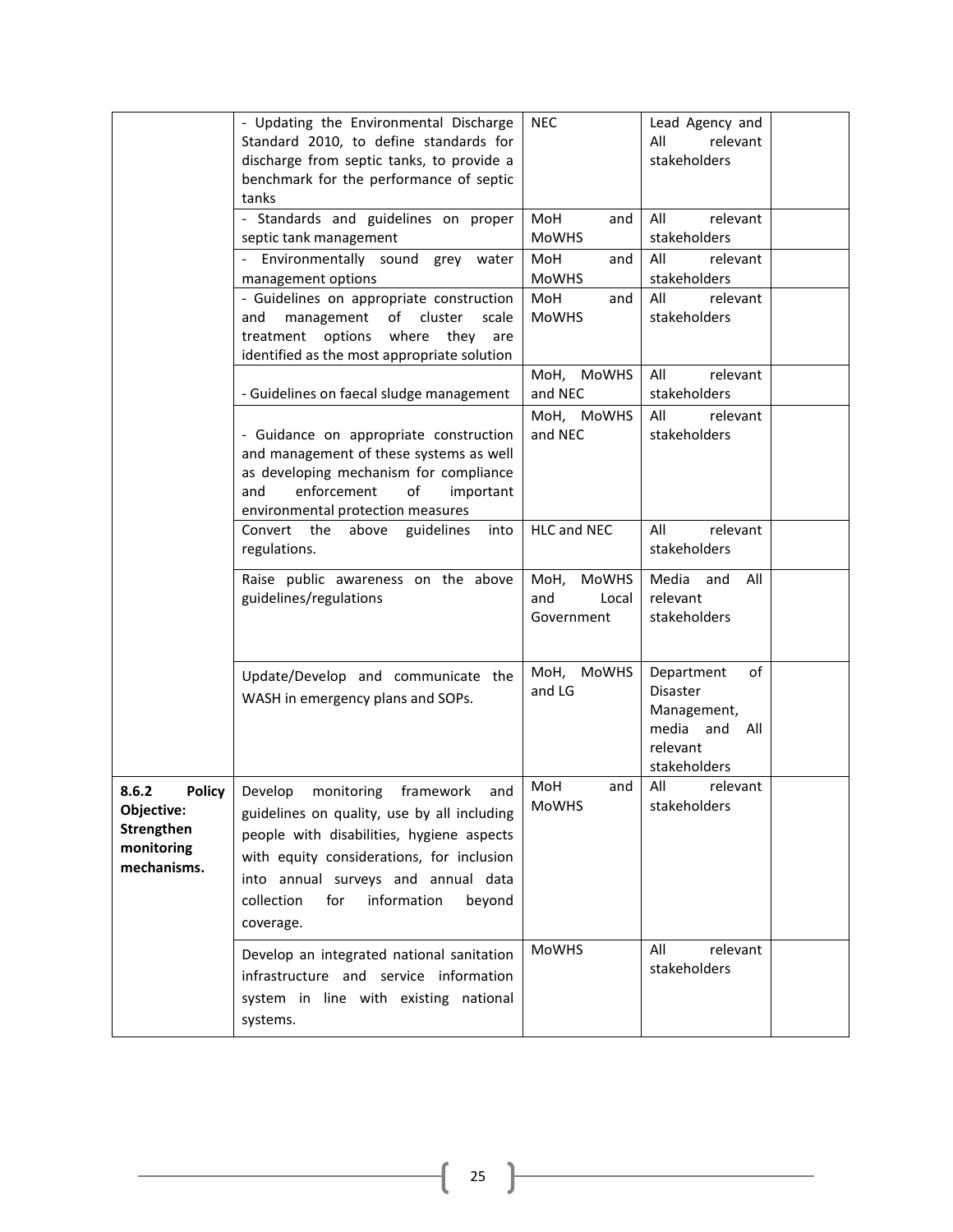| | | | | |
|---|---|---|---|---|
| | - Updating the Environmental Discharge Standard 2010, to define standards for discharge from septic tanks, to provide a benchmark for the performance of septic tanks | NEC | Lead Agency and All relevant stakeholders | |
| | - Standards and guidelines on proper septic tank management | MoH and MoWHS | All relevant stakeholders | |
| | - Environmentally sound grey water management options | MoH and MoWHS | All relevant stakeholders | |
| | - Guidelines on appropriate construction and management of cluster scale treatment options where they are identified as the most appropriate solution | MoH and MoWHS | All relevant stakeholders | |
| | - Guidelines on faecal sludge management | MoH, MoWHS and NEC | All relevant stakeholders | |
| | - Guidance on appropriate construction and management of these systems as well as developing mechanism for compliance and enforcement of important environmental protection measures | MoH, MoWHS and NEC | All relevant stakeholders | |
| | Convert the above guidelines into regulations. | HLC and NEC | All relevant stakeholders | |
| | Raise public awareness on the above guidelines/regulations | MoH, MoWHS and Local Government | Media and All relevant stakeholders | |
| | Update/Develop and communicate the WASH in emergency plans and SOPs. | MoH, MoWHS and LG | Department of Disaster Management, media and All relevant stakeholders | |
| **8.6.2 Policy Objective: Strengthen monitoring mechanisms.** | Develop monitoring framework and guidelines on quality, use by all including people with disabilities, hygiene aspects with equity considerations, for inclusion into annual surveys and annual data collection for information beyond coverage. | MoH and MoWHS | All relevant stakeholders | |
| | Develop an integrated national sanitation infrastructure and service information system in line with existing national systems. | MoWHS | All relevant stakeholders | |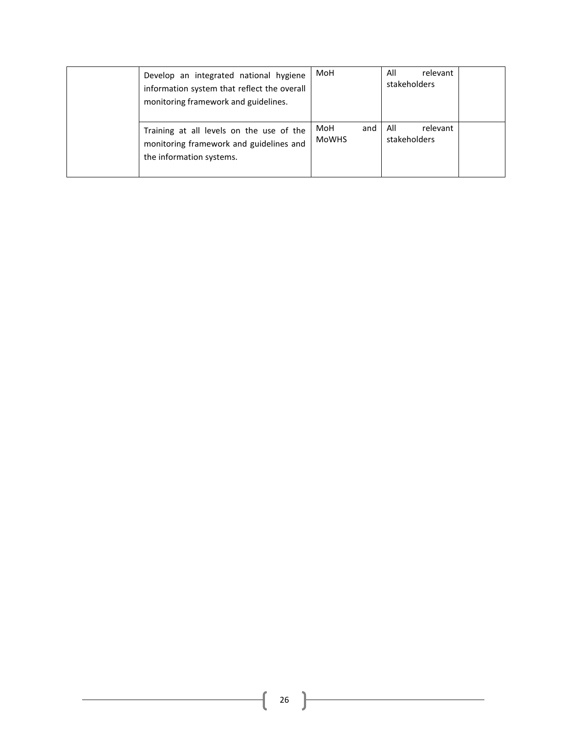| | | | | |
|---|---|---|---|---|
| | Develop an integrated national hygiene information system that reflect the overall monitoring framework and guidelines. | MoH | All relevant stakeholders | |
| | Training at all levels on the use of the monitoring framework and guidelines and the information systems. | MoH and MoWHS | All relevant stakeholders | |